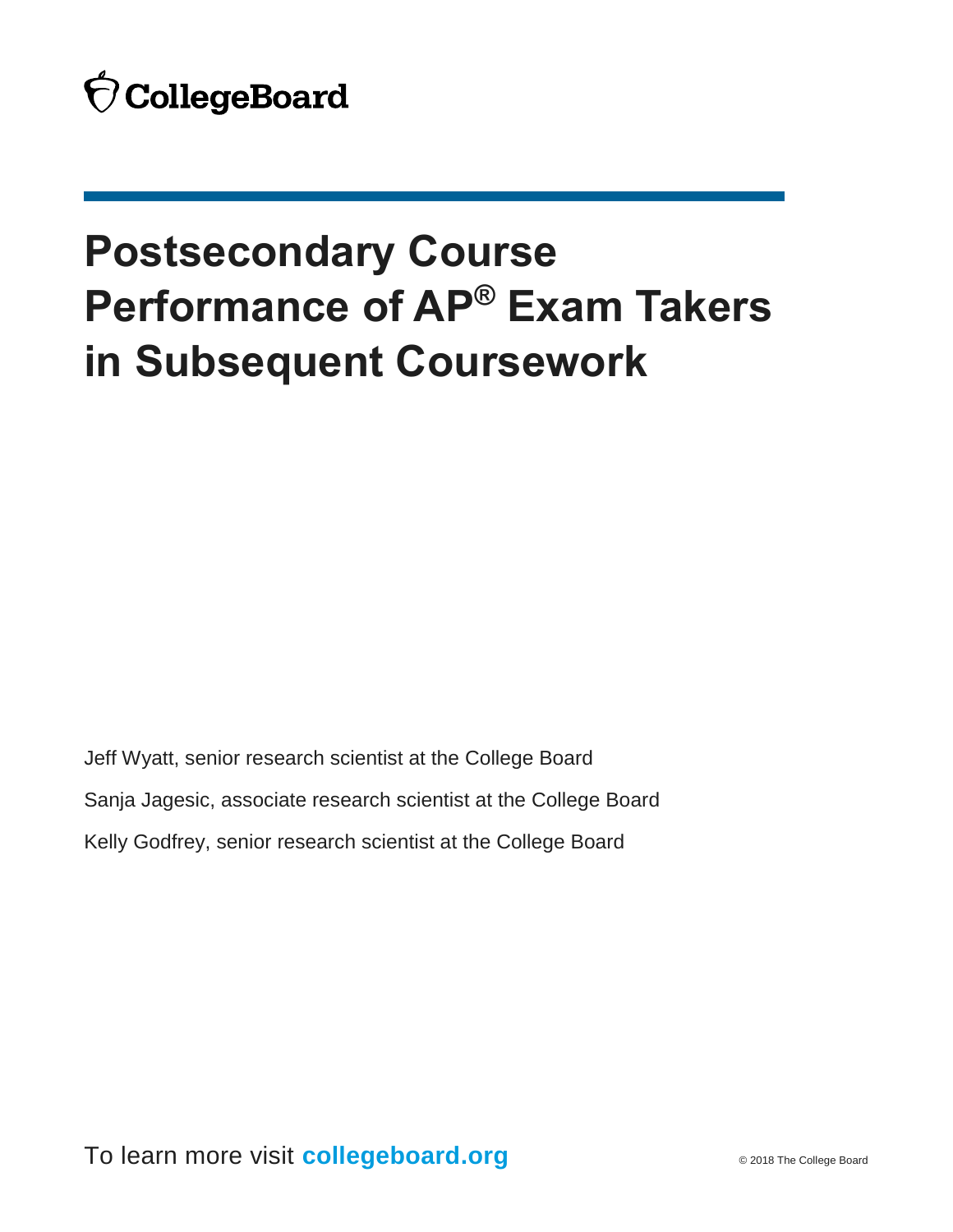CollegeBoard

# Postsecondary Course Performance of AP® Exam Takers in Subsequent Coursework

Jeff Wyatt, senior research scientist at the College Board

Sanja Jagesic, associate research scientist at the College Board

Kelly Godfrey, senior research scientist at the College Board

To learn more visit **collegeboard.org**

© 2018 The College Board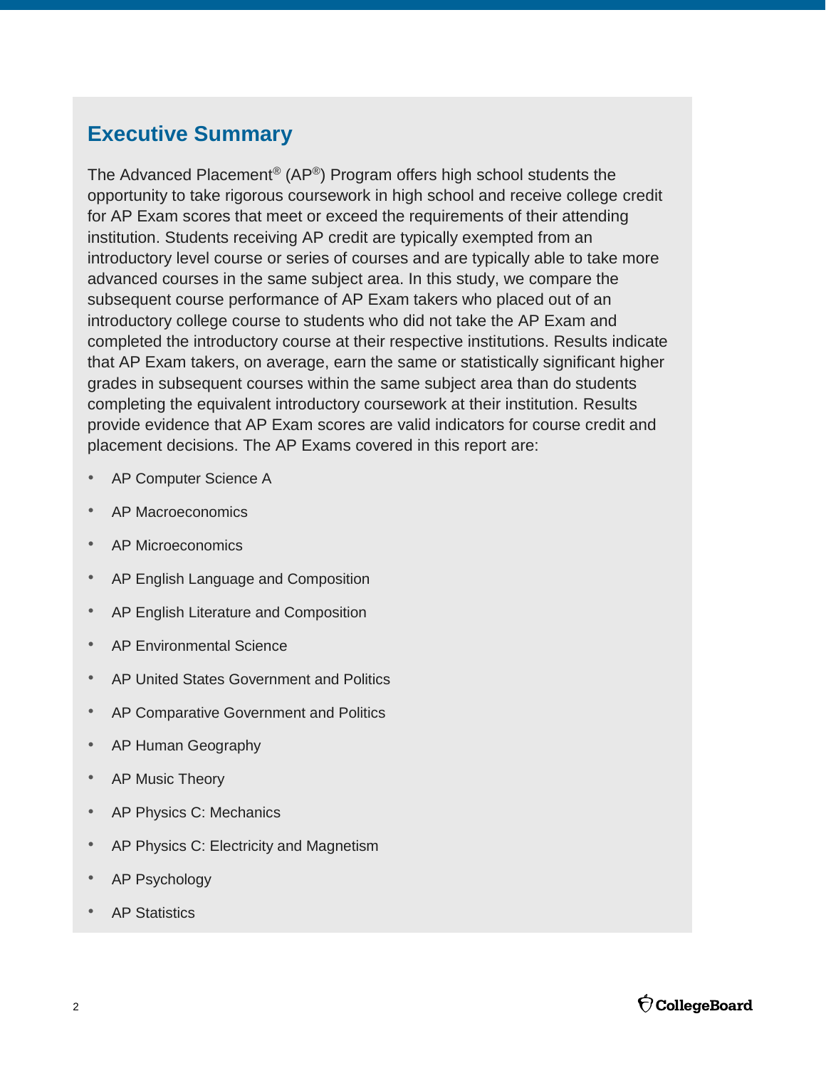## Executive Summary

The Advanced Placement® (AP®) Program offers high school students the opportunity to take rigorous coursework in high school and receive college credit for AP Exam scores that meet or exceed the requirements of their attending institution. Students receiving AP credit are typically exempted from an introductory level course or series of courses and are typically able to take more advanced courses in the same subject area. In this study, we compare the subsequent course performance of AP Exam takers who placed out of an introductory college course to students who did not take the AP Exam and completed the introductory course at their respective institutions. Results indicate that AP Exam takers, on average, earn the same or statistically significant higher grades in subsequent courses within the same subject area than do students completing the equivalent introductory coursework at their institution. Results provide evidence that AP Exam scores are valid indicators for course credit and placement decisions. The AP Exams covered in this report are:

- AP Computer Science A
- AP Macroeconomics
- AP Microeconomics
- AP English Language and Composition
- AP English Literature and Composition
- AP Environmental Science
- AP United States Government and Politics
- AP Comparative Government and Politics
- AP Human Geography
- AP Music Theory
- AP Physics C: Mechanics
- AP Physics C: Electricity and Magnetism
- AP Psychology
- AP Statistics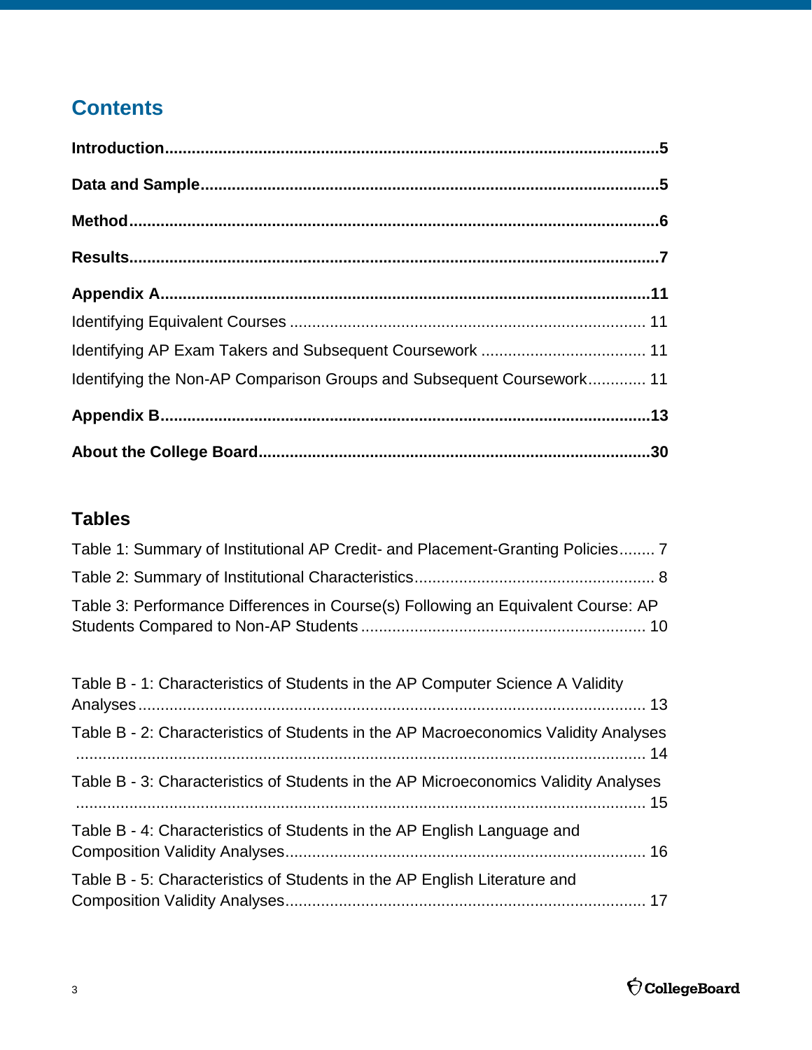# Contents

**Introduction**..........5

**Data and Sample**..........5

**Method**..........6

**Results**..........7

**Appendix A**..........11

Identifying Equivalent Courses .......... 11

Identifying AP Exam Takers and Subsequent Coursework .......... 11

Identifying the Non-AP Comparison Groups and Subsequent Coursework.......... 11

**Appendix B**..........13

**About the College Board**..........30

## Tables

Table 1: Summary of Institutional AP Credit- and Placement-Granting Policies.......... 7

Table 2: Summary of Institutional Characteristics.......... 8

Table 3: Performance Differences in Course(s) Following an Equivalent Course: AP Students Compared to Non-AP Students .......... 10

Table B - 1: Characteristics of Students in the AP Computer Science A Validity Analyses.......... 13

Table B - 2: Characteristics of Students in the AP Macroeconomics Validity Analyses .......... 14

Table B - 3: Characteristics of Students in the AP Microeconomics Validity Analyses .......... 15

Table B - 4: Characteristics of Students in the AP English Language and Composition Validity Analyses.......... 16

Table B - 5: Characteristics of Students in the AP English Literature and Composition Validity Analyses.......... 17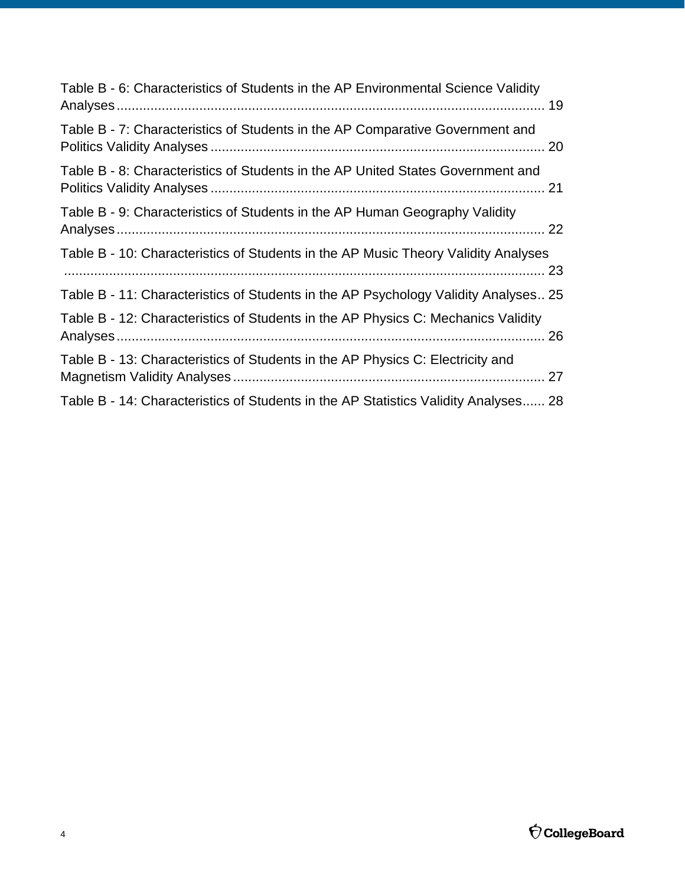Table B - 6: Characteristics of Students in the AP Environmental Science Validity Analyses ........................................................................................................ 19

Table B - 7: Characteristics of Students in the AP Comparative Government and Politics Validity Analyses ........................................................................................ 20

Table B - 8: Characteristics of Students in the AP United States Government and Politics Validity Analyses ........................................................................................ 21

Table B - 9: Characteristics of Students in the AP Human Geography Validity Analyses ........................................................................................................ 22

Table B - 10: Characteristics of Students in the AP Music Theory Validity Analyses ........................................................................................................ 23

Table B - 11: Characteristics of Students in the AP Psychology Validity Analyses.. 25

Table B - 12: Characteristics of Students in the AP Physics C: Mechanics Validity Analyses ........................................................................................................ 26

Table B - 13: Characteristics of Students in the AP Physics C: Electricity and Magnetism Validity Analyses ................................................................................ 27

Table B - 14: Characteristics of Students in the AP Statistics Validity Analyses...... 28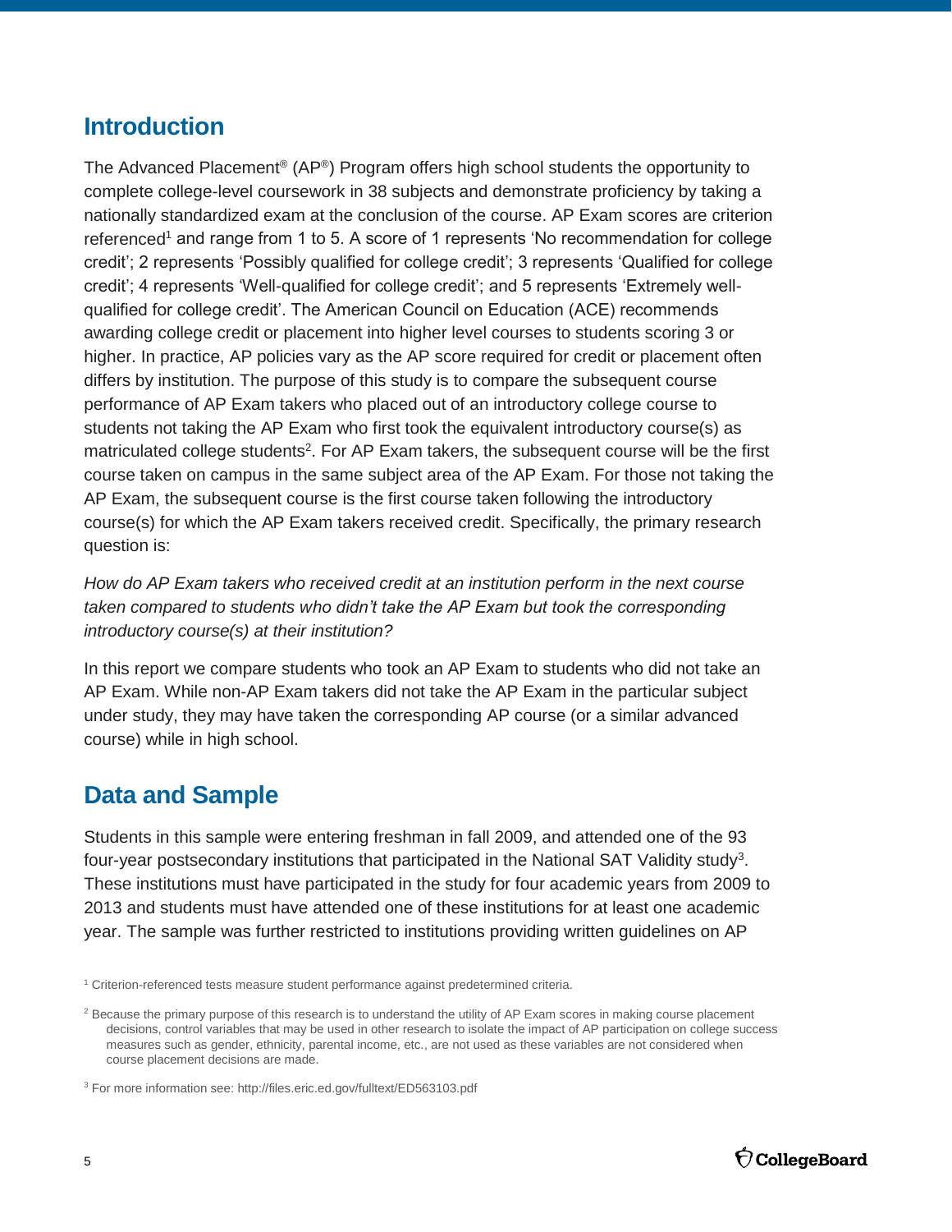## Introduction

The Advanced Placement® (AP®) Program offers high school students the opportunity to complete college-level coursework in 38 subjects and demonstrate proficiency by taking a nationally standardized exam at the conclusion of the course. AP Exam scores are criterion referenced[1] and range from 1 to 5. A score of 1 represents 'No recommendation for college credit'; 2 represents 'Possibly qualified for college credit'; 3 represents 'Qualified for college credit'; 4 represents 'Well-qualified for college credit'; and 5 represents 'Extremely well-qualified for college credit'. The American Council on Education (ACE) recommends awarding college credit or placement into higher level courses to students scoring 3 or higher. In practice, AP policies vary as the AP score required for credit or placement often differs by institution. The purpose of this study is to compare the subsequent course performance of AP Exam takers who placed out of an introductory college course to students not taking the AP Exam who first took the equivalent introductory course(s) as matriculated college students[2]. For AP Exam takers, the subsequent course will be the first course taken on campus in the same subject area of the AP Exam. For those not taking the AP Exam, the subsequent course is the first course taken following the introductory course(s) for which the AP Exam takers received credit. Specifically, the primary research question is:

*How do AP Exam takers who received credit at an institution perform in the next course taken compared to students who didn't take the AP Exam but took the corresponding introductory course(s) at their institution?*

In this report we compare students who took an AP Exam to students who did not take an AP Exam. While non-AP Exam takers did not take the AP Exam in the particular subject under study, they may have taken the corresponding AP course (or a similar advanced course) while in high school.

## Data and Sample

Students in this sample were entering freshman in fall 2009, and attended one of the 93 four-year postsecondary institutions that participated in the National SAT Validity study[3]. These institutions must have participated in the study for four academic years from 2009 to 2013 and students must have attended one of these institutions for at least one academic year. The sample was further restricted to institutions providing written guidelines on AP

[1] Criterion-referenced tests measure student performance against predetermined criteria.

[2] Because the primary purpose of this research is to understand the utility of AP Exam scores in making course placement decisions, control variables that may be used in other research to isolate the impact of AP participation on college success measures such as gender, ethnicity, parental income, etc., are not used as these variables are not considered when course placement decisions are made.

[3] For more information see: http://files.eric.ed.gov/fulltext/ED563103.pdf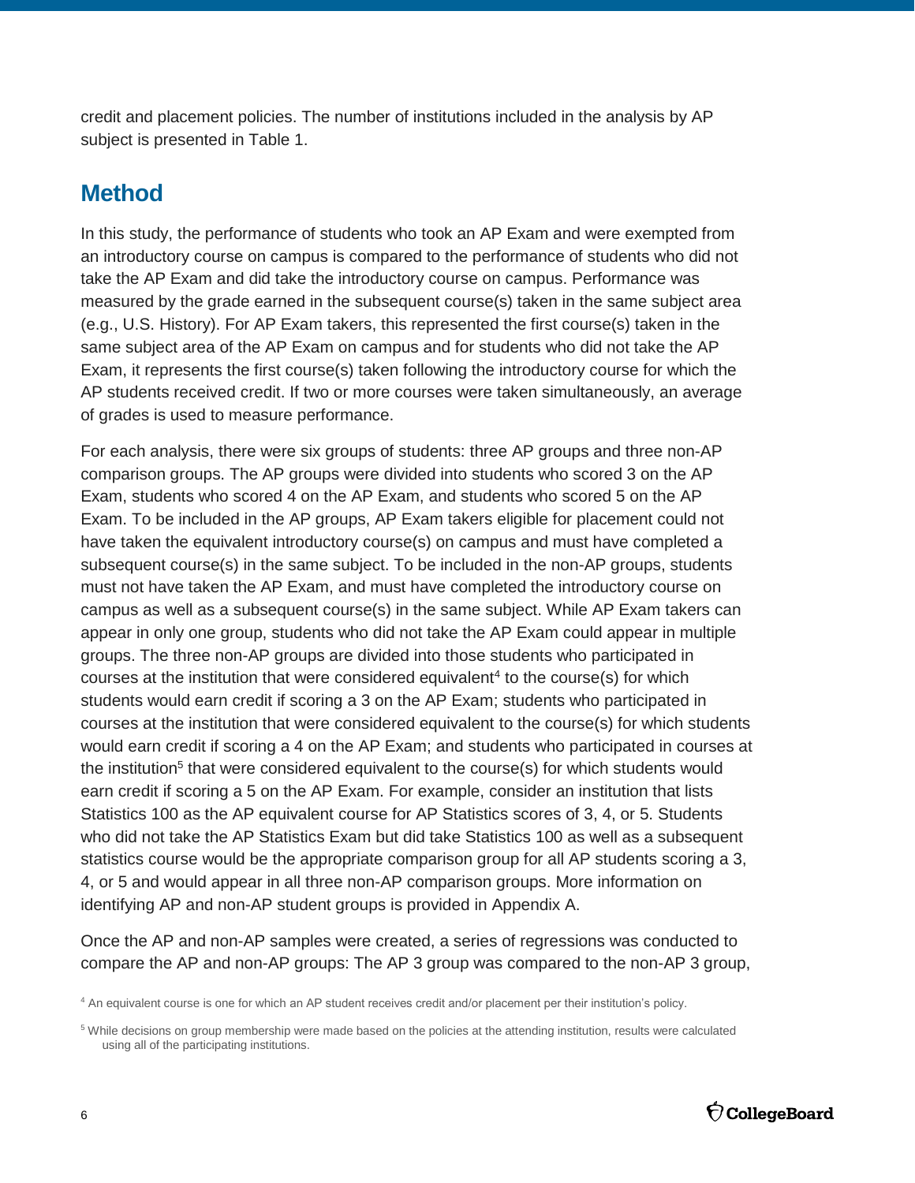credit and placement policies. The number of institutions included in the analysis by AP subject is presented in Table 1.

## Method

In this study, the performance of students who took an AP Exam and were exempted from an introductory course on campus is compared to the performance of students who did not take the AP Exam and did take the introductory course on campus. Performance was measured by the grade earned in the subsequent course(s) taken in the same subject area (e.g., U.S. History). For AP Exam takers, this represented the first course(s) taken in the same subject area of the AP Exam on campus and for students who did not take the AP Exam, it represents the first course(s) taken following the introductory course for which the AP students received credit. If two or more courses were taken simultaneously, an average of grades is used to measure performance.

For each analysis, there were six groups of students: three AP groups and three non-AP comparison groups. The AP groups were divided into students who scored 3 on the AP Exam, students who scored 4 on the AP Exam, and students who scored 5 on the AP Exam. To be included in the AP groups, AP Exam takers eligible for placement could not have taken the equivalent introductory course(s) on campus and must have completed a subsequent course(s) in the same subject. To be included in the non-AP groups, students must not have taken the AP Exam, and must have completed the introductory course on campus as well as a subsequent course(s) in the same subject. While AP Exam takers can appear in only one group, students who did not take the AP Exam could appear in multiple groups. The three non-AP groups are divided into those students who participated in courses at the institution that were considered equivalent[4] to the course(s) for which students would earn credit if scoring a 3 on the AP Exam; students who participated in courses at the institution that were considered equivalent to the course(s) for which students would earn credit if scoring a 4 on the AP Exam; and students who participated in courses at the institution[5] that were considered equivalent to the course(s) for which students would earn credit if scoring a 5 on the AP Exam. For example, consider an institution that lists Statistics 100 as the AP equivalent course for AP Statistics scores of 3, 4, or 5. Students who did not take the AP Statistics Exam but did take Statistics 100 as well as a subsequent statistics course would be the appropriate comparison group for all AP students scoring a 3, 4, or 5 and would appear in all three non-AP comparison groups. More information on identifying AP and non-AP student groups is provided in Appendix A.

Once the AP and non-AP samples were created, a series of regressions was conducted to compare the AP and non-AP groups: The AP 3 group was compared to the non-AP 3 group,

[4] An equivalent course is one for which an AP student receives credit and/or placement per their institution's policy.

[5] While decisions on group membership were made based on the policies at the attending institution, results were calculated using all of the participating institutions.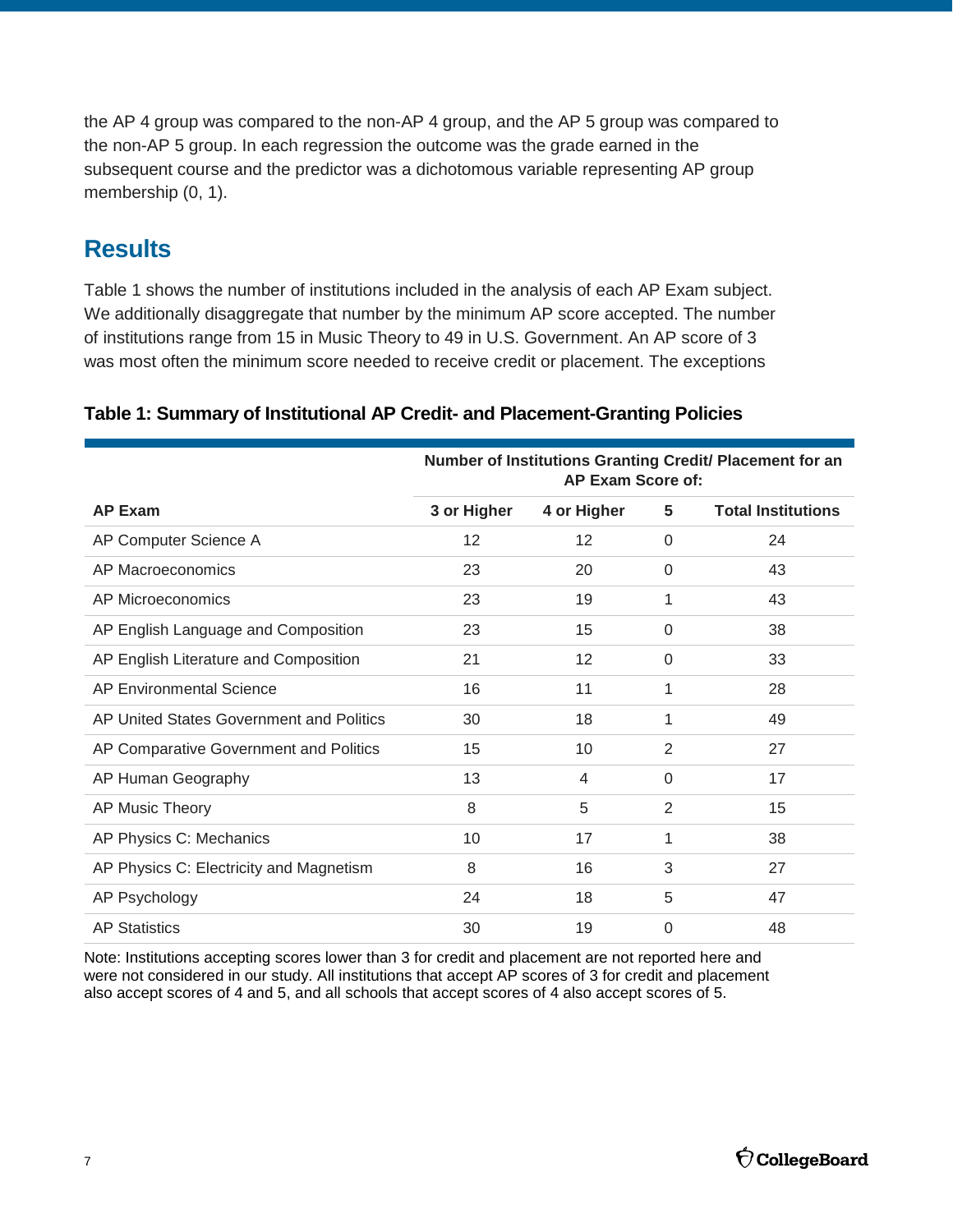the AP 4 group was compared to the non-AP 4 group, and the AP 5 group was compared to the non-AP 5 group. In each regression the outcome was the grade earned in the subsequent course and the predictor was a dichotomous variable representing AP group membership (0, 1).

## Results

Table 1 shows the number of institutions included in the analysis of each AP Exam subject. We additionally disaggregate that number by the minimum AP score accepted. The number of institutions range from 15 in Music Theory to 49 in U.S. Government. An AP score of 3 was most often the minimum score needed to receive credit or placement. The exceptions

**Table 1: Summary of Institutional AP Credit- and Placement-Granting Policies**

| | Number of Institutions Granting Credit/ Placement for an AP Exam Score of: | | | |
|---|---|---|---|---|
| **AP Exam** | **3 or Higher** | **4 or Higher** | **5** | **Total Institutions** |
| AP Computer Science A | 12 | 12 | 0 | 24 |
| AP Macroeconomics | 23 | 20 | 0 | 43 |
| AP Microeconomics | 23 | 19 | 1 | 43 |
| AP English Language and Composition | 23 | 15 | 0 | 38 |
| AP English Literature and Composition | 21 | 12 | 0 | 33 |
| AP Environmental Science | 16 | 11 | 1 | 28 |
| AP United States Government and Politics | 30 | 18 | 1 | 49 |
| AP Comparative Government and Politics | 15 | 10 | 2 | 27 |
| AP Human Geography | 13 | 4 | 0 | 17 |
| AP Music Theory | 8 | 5 | 2 | 15 |
| AP Physics C: Mechanics | 10 | 17 | 1 | 38 |
| AP Physics C: Electricity and Magnetism | 8 | 16 | 3 | 27 |
| AP Psychology | 24 | 18 | 5 | 47 |
| AP Statistics | 30 | 19 | 0 | 48 |

Note: Institutions accepting scores lower than 3 for credit and placement are not reported here and were not considered in our study. All institutions that accept AP scores of 3 for credit and placement also accept scores of 4 and 5, and all schools that accept scores of 4 also accept scores of 5.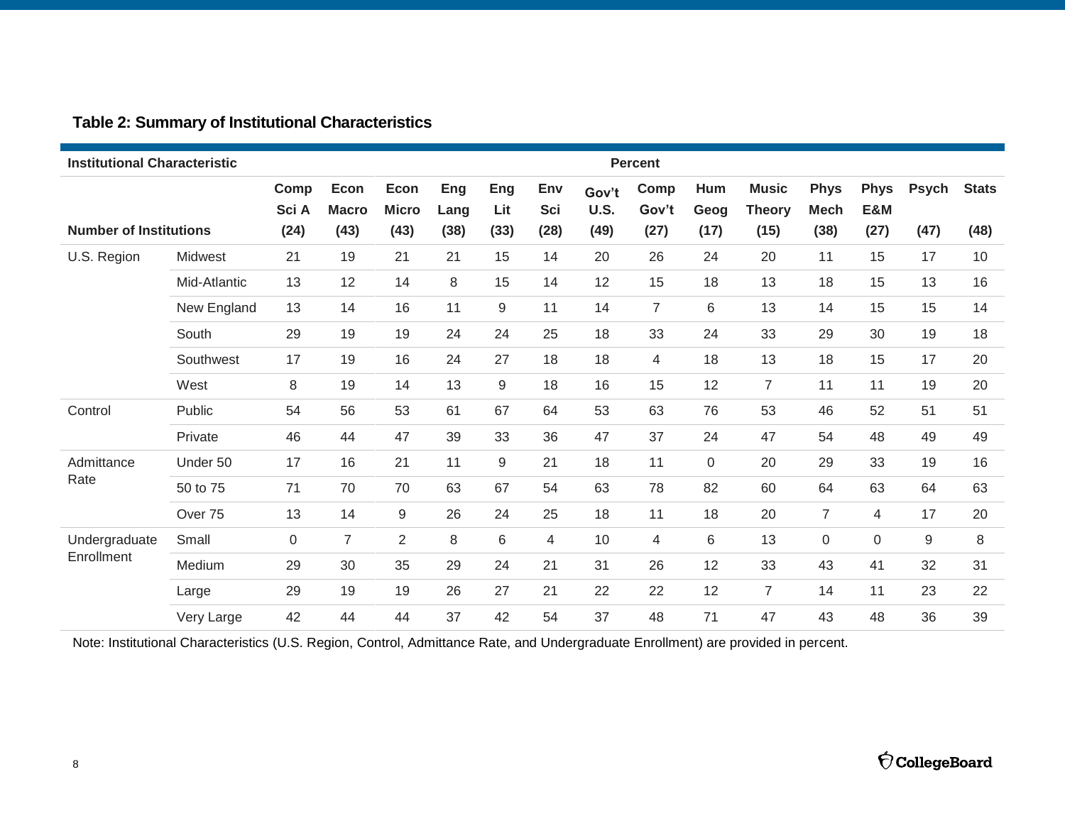### Table 2: Summary of Institutional Characteristics

| Institutional Characteristic | | Percent | | | | | | | | | | | | | |
|---|---|---|---|---|---|---|---|---|---|---|---|---|---|---|---|
| Number of Institutions | | Comp Sci A (24) | Econ Macro (43) | Econ Micro (43) | Eng Lang (38) | Eng Lit (33) | Env Sci (28) | Gov't U.S. (49) | Comp Gov't (27) | Hum Geog (17) | Music Theory (15) | Phys Mech (38) | Phys E&M (27) | Psych (47) | Stats (48) |
| U.S. Region | Midwest | 21 | 19 | 21 | 21 | 15 | 14 | 20 | 26 | 24 | 20 | 11 | 15 | 17 | 10 |
| | Mid-Atlantic | 13 | 12 | 14 | 8 | 15 | 14 | 12 | 15 | 18 | 13 | 18 | 15 | 13 | 16 |
| | New England | 13 | 14 | 16 | 11 | 9 | 11 | 14 | 7 | 6 | 13 | 14 | 15 | 15 | 14 |
| | South | 29 | 19 | 19 | 24 | 24 | 25 | 18 | 33 | 24 | 33 | 29 | 30 | 19 | 18 |
| | Southwest | 17 | 19 | 16 | 24 | 27 | 18 | 18 | 4 | 18 | 13 | 18 | 15 | 17 | 20 |
| | West | 8 | 19 | 14 | 13 | 9 | 18 | 16 | 15 | 12 | 7 | 11 | 11 | 19 | 20 |
| Control | Public | 54 | 56 | 53 | 61 | 67 | 64 | 53 | 63 | 76 | 53 | 46 | 52 | 51 | 51 |
| | Private | 46 | 44 | 47 | 39 | 33 | 36 | 47 | 37 | 24 | 47 | 54 | 48 | 49 | 49 |
| Admittance Rate | Under 50 | 17 | 16 | 21 | 11 | 9 | 21 | 18 | 11 | 0 | 20 | 29 | 33 | 19 | 16 |
| | 50 to 75 | 71 | 70 | 70 | 63 | 67 | 54 | 63 | 78 | 82 | 60 | 64 | 63 | 64 | 63 |
| | Over 75 | 13 | 14 | 9 | 26 | 24 | 25 | 18 | 11 | 18 | 20 | 7 | 4 | 17 | 20 |
| Undergraduate Enrollment | Small | 0 | 7 | 2 | 8 | 6 | 4 | 10 | 4 | 6 | 13 | 0 | 0 | 9 | 8 |
| | Medium | 29 | 30 | 35 | 29 | 24 | 21 | 31 | 26 | 12 | 33 | 43 | 41 | 32 | 31 |
| | Large | 29 | 19 | 19 | 26 | 27 | 21 | 22 | 22 | 12 | 7 | 14 | 11 | 23 | 22 |
| | Very Large | 42 | 44 | 44 | 37 | 42 | 54 | 37 | 48 | 71 | 47 | 43 | 48 | 36 | 39 |

Note: Institutional Characteristics (U.S. Region, Control, Admittance Rate, and Undergraduate Enrollment) are provided in percent.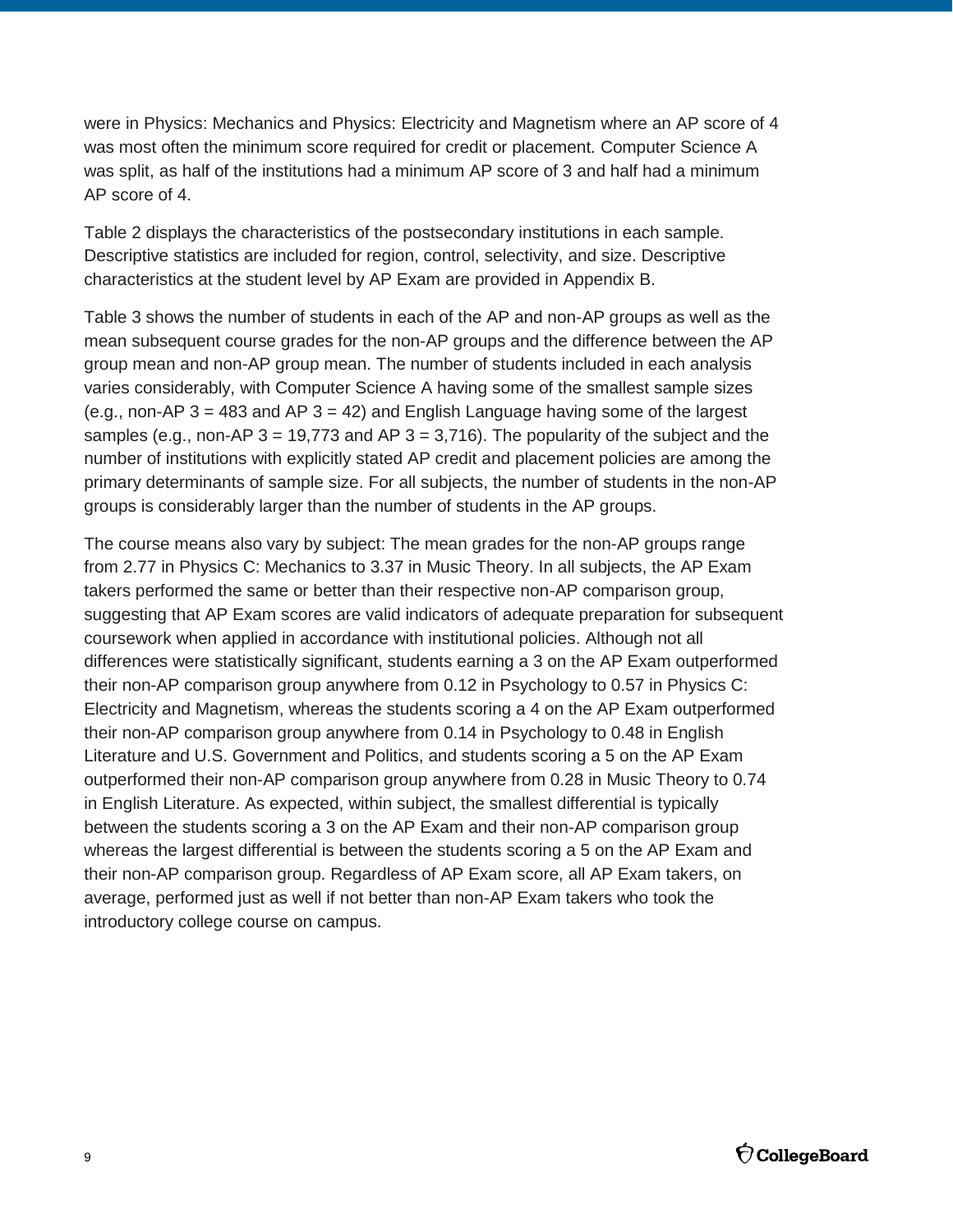were in Physics: Mechanics and Physics: Electricity and Magnetism where an AP score of 4 was most often the minimum score required for credit or placement. Computer Science A was split, as half of the institutions had a minimum AP score of 3 and half had a minimum AP score of 4.

Table 2 displays the characteristics of the postsecondary institutions in each sample. Descriptive statistics are included for region, control, selectivity, and size. Descriptive characteristics at the student level by AP Exam are provided in Appendix B.

Table 3 shows the number of students in each of the AP and non-AP groups as well as the mean subsequent course grades for the non-AP groups and the difference between the AP group mean and non-AP group mean. The number of students included in each analysis varies considerably, with Computer Science A having some of the smallest sample sizes (e.g., non-AP 3 = 483 and AP 3 = 42) and English Language having some of the largest samples (e.g., non-AP 3 = 19,773 and AP 3 = 3,716). The popularity of the subject and the number of institutions with explicitly stated AP credit and placement policies are among the primary determinants of sample size. For all subjects, the number of students in the non-AP groups is considerably larger than the number of students in the AP groups.

The course means also vary by subject: The mean grades for the non-AP groups range from 2.77 in Physics C: Mechanics to 3.37 in Music Theory. In all subjects, the AP Exam takers performed the same or better than their respective non-AP comparison group, suggesting that AP Exam scores are valid indicators of adequate preparation for subsequent coursework when applied in accordance with institutional policies. Although not all differences were statistically significant, students earning a 3 on the AP Exam outperformed their non-AP comparison group anywhere from 0.12 in Psychology to 0.57 in Physics C: Electricity and Magnetism, whereas the students scoring a 4 on the AP Exam outperformed their non-AP comparison group anywhere from 0.14 in Psychology to 0.48 in English Literature and U.S. Government and Politics, and students scoring a 5 on the AP Exam outperformed their non-AP comparison group anywhere from 0.28 in Music Theory to 0.74 in English Literature. As expected, within subject, the smallest differential is typically between the students scoring a 3 on the AP Exam and their non-AP comparison group whereas the largest differential is between the students scoring a 5 on the AP Exam and their non-AP comparison group. Regardless of AP Exam score, all AP Exam takers, on average, performed just as well if not better than non-AP Exam takers who took the introductory college course on campus.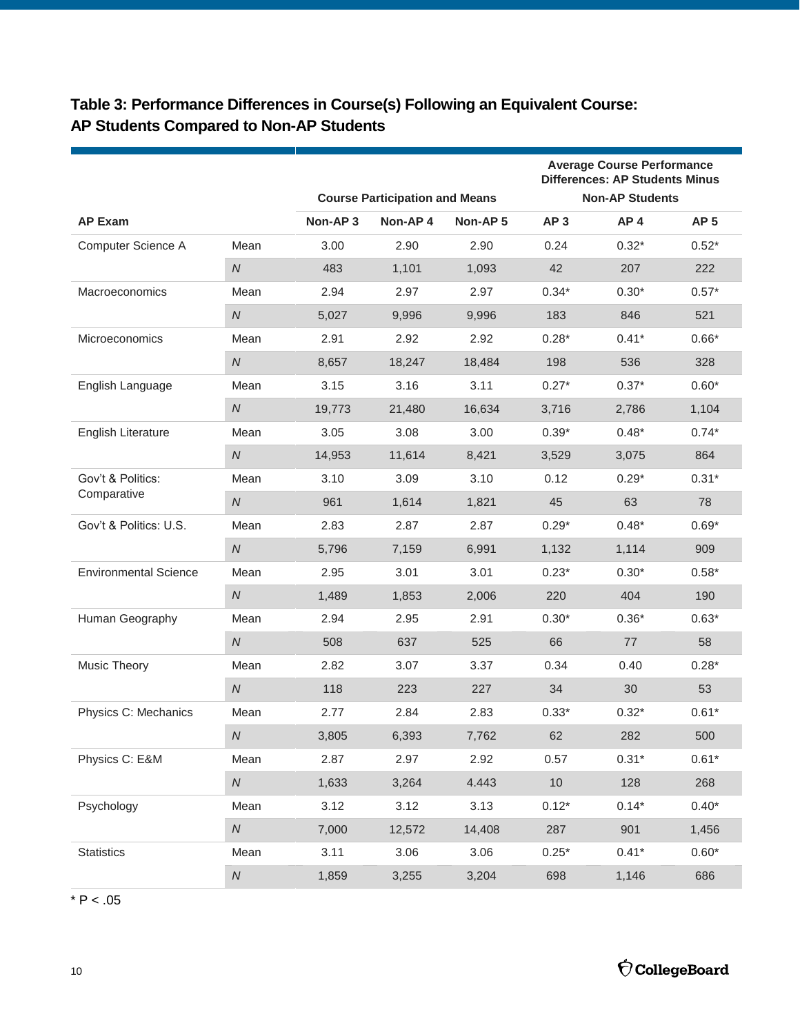## Table 3: Performance Differences in Course(s) Following an Equivalent Course: AP Students Compared to Non-AP Students

| AP Exam | | Course Participation and Means | | | Average Course Performance Differences: AP Students Minus Non-AP Students | | |
|---|---|---|---|---|---|---|---|
| | | Non-AP 3 | Non-AP 4 | Non-AP 5 | AP 3 | AP 4 | AP 5 |
| Computer Science A | Mean | 3.00 | 2.90 | 2.90 | 0.24 | 0.32* | 0.52* |
| | *N* | 483 | 1,101 | 1,093 | 42 | 207 | 222 |
| Macroeconomics | Mean | 2.94 | 2.97 | 2.97 | 0.34* | 0.30* | 0.57* |
| | *N* | 5,027 | 9,996 | 9,996 | 183 | 846 | 521 |
| Microeconomics | Mean | 2.91 | 2.92 | 2.92 | 0.28* | 0.41* | 0.66* |
| | *N* | 8,657 | 18,247 | 18,484 | 198 | 536 | 328 |
| English Language | Mean | 3.15 | 3.16 | 3.11 | 0.27* | 0.37* | 0.60* |
| | *N* | 19,773 | 21,480 | 16,634 | 3,716 | 2,786 | 1,104 |
| English Literature | Mean | 3.05 | 3.08 | 3.00 | 0.39* | 0.48* | 0.74* |
| | *N* | 14,953 | 11,614 | 8,421 | 3,529 | 3,075 | 864 |
| Gov't & Politics: Comparative | Mean | 3.10 | 3.09 | 3.10 | 0.12 | 0.29* | 0.31* |
| | *N* | 961 | 1,614 | 1,821 | 45 | 63 | 78 |
| Gov't & Politics: U.S. | Mean | 2.83 | 2.87 | 2.87 | 0.29* | 0.48* | 0.69* |
| | *N* | 5,796 | 7,159 | 6,991 | 1,132 | 1,114 | 909 |
| Environmental Science | Mean | 2.95 | 3.01 | 3.01 | 0.23* | 0.30* | 0.58* |
| | *N* | 1,489 | 1,853 | 2,006 | 220 | 404 | 190 |
| Human Geography | Mean | 2.94 | 2.95 | 2.91 | 0.30* | 0.36* | 0.63* |
| | *N* | 508 | 637 | 525 | 66 | 77 | 58 |
| Music Theory | Mean | 2.82 | 3.07 | 3.37 | 0.34 | 0.40 | 0.28* |
| | *N* | 118 | 223 | 227 | 34 | 30 | 53 |
| Physics C: Mechanics | Mean | 2.77 | 2.84 | 2.83 | 0.33* | 0.32* | 0.61* |
| | *N* | 3,805 | 6,393 | 7,762 | 62 | 282 | 500 |
| Physics C: E&M | Mean | 2.87 | 2.97 | 2.92 | 0.57 | 0.31* | 0.61* |
| | *N* | 1,633 | 3,264 | 4.443 | 10 | 128 | 268 |
| Psychology | Mean | 3.12 | 3.12 | 3.13 | 0.12* | 0.14* | 0.40* |
| | *N* | 7,000 | 12,572 | 14,408 | 287 | 901 | 1,456 |
| Statistics | Mean | 3.11 | 3.06 | 3.06 | 0.25* | 0.41* | 0.60* |
| | *N* | 1,859 | 3,255 | 3,204 | 698 | 1,146 | 686 |

* $P < .05$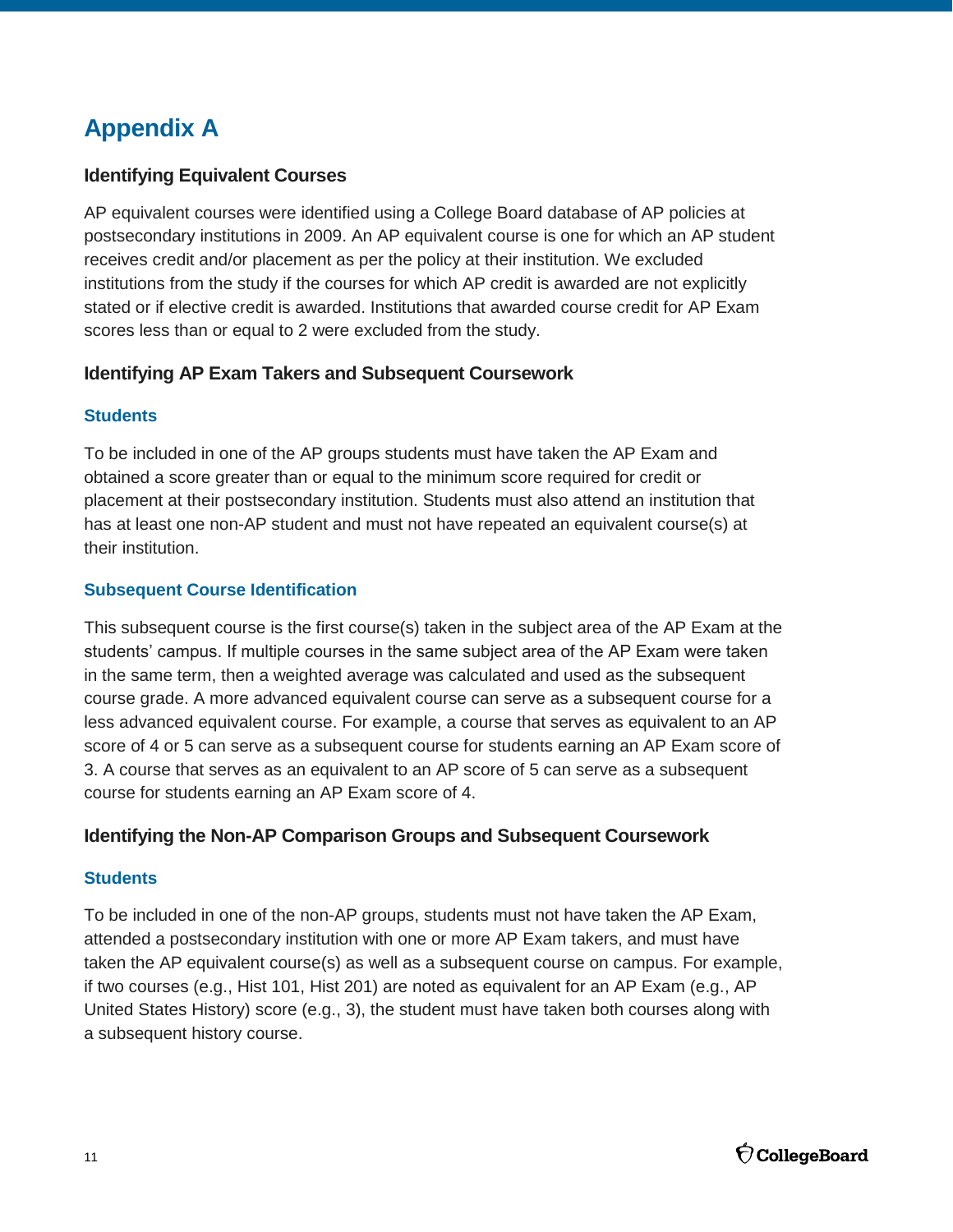# Appendix A

## Identifying Equivalent Courses

AP equivalent courses were identified using a College Board database of AP policies at postsecondary institutions in 2009. An AP equivalent course is one for which an AP student receives credit and/or placement as per the policy at their institution. We excluded institutions from the study if the courses for which AP credit is awarded are not explicitly stated or if elective credit is awarded. Institutions that awarded course credit for AP Exam scores less than or equal to 2 were excluded from the study.

## Identifying AP Exam Takers and Subsequent Coursework

### Students

To be included in one of the AP groups students must have taken the AP Exam and obtained a score greater than or equal to the minimum score required for credit or placement at their postsecondary institution. Students must also attend an institution that has at least one non-AP student and must not have repeated an equivalent course(s) at their institution.

### Subsequent Course Identification

This subsequent course is the first course(s) taken in the subject area of the AP Exam at the students' campus. If multiple courses in the same subject area of the AP Exam were taken in the same term, then a weighted average was calculated and used as the subsequent course grade. A more advanced equivalent course can serve as a subsequent course for a less advanced equivalent course. For example, a course that serves as equivalent to an AP score of 4 or 5 can serve as a subsequent course for students earning an AP Exam score of 3. A course that serves as an equivalent to an AP score of 5 can serve as a subsequent course for students earning an AP Exam score of 4.

## Identifying the Non-AP Comparison Groups and Subsequent Coursework

### Students

To be included in one of the non-AP groups, students must not have taken the AP Exam, attended a postsecondary institution with one or more AP Exam takers, and must have taken the AP equivalent course(s) as well as a subsequent course on campus. For example, if two courses (e.g., Hist 101, Hist 201) are noted as equivalent for an AP Exam (e.g., AP United States History) score (e.g., 3), the student must have taken both courses along with a subsequent history course.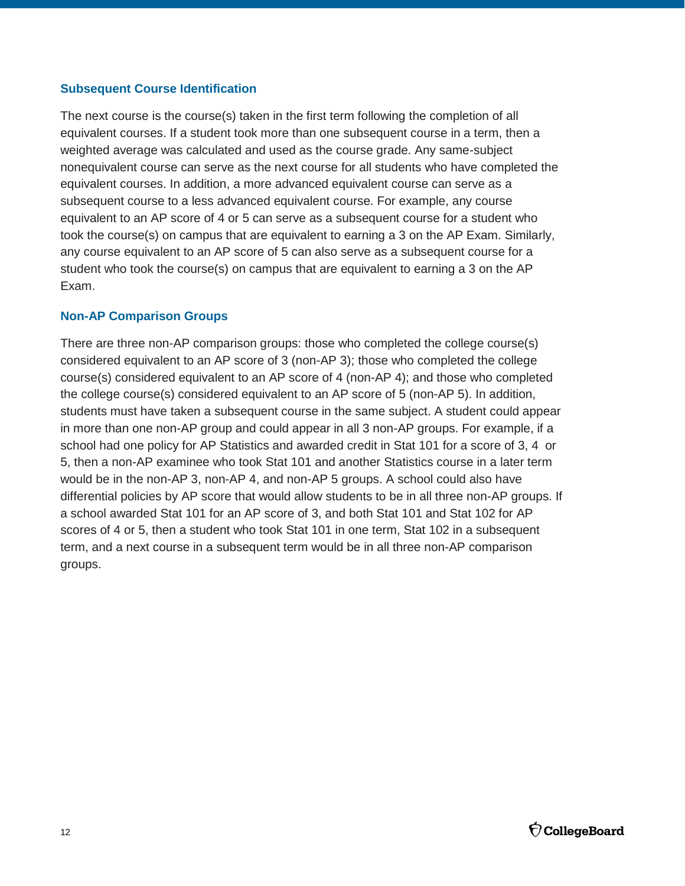### Subsequent Course Identification

The next course is the course(s) taken in the first term following the completion of all equivalent courses. If a student took more than one subsequent course in a term, then a weighted average was calculated and used as the course grade. Any same-subject nonequivalent course can serve as the next course for all students who have completed the equivalent courses. In addition, a more advanced equivalent course can serve as a subsequent course to a less advanced equivalent course. For example, any course equivalent to an AP score of 4 or 5 can serve as a subsequent course for a student who took the course(s) on campus that are equivalent to earning a 3 on the AP Exam. Similarly, any course equivalent to an AP score of 5 can also serve as a subsequent course for a student who took the course(s) on campus that are equivalent to earning a 3 on the AP Exam.

### Non-AP Comparison Groups

There are three non-AP comparison groups: those who completed the college course(s) considered equivalent to an AP score of 3 (non-AP 3); those who completed the college course(s) considered equivalent to an AP score of 4 (non-AP 4); and those who completed the college course(s) considered equivalent to an AP score of 5 (non-AP 5). In addition, students must have taken a subsequent course in the same subject. A student could appear in more than one non-AP group and could appear in all 3 non-AP groups. For example, if a school had one policy for AP Statistics and awarded credit in Stat 101 for a score of 3, 4 or 5, then a non-AP examinee who took Stat 101 and another Statistics course in a later term would be in the non-AP 3, non-AP 4, and non-AP 5 groups. A school could also have differential policies by AP score that would allow students to be in all three non-AP groups. If a school awarded Stat 101 for an AP score of 3, and both Stat 101 and Stat 102 for AP scores of 4 or 5, then a student who took Stat 101 in one term, Stat 102 in a subsequent term, and a next course in a subsequent term would be in all three non-AP comparison groups.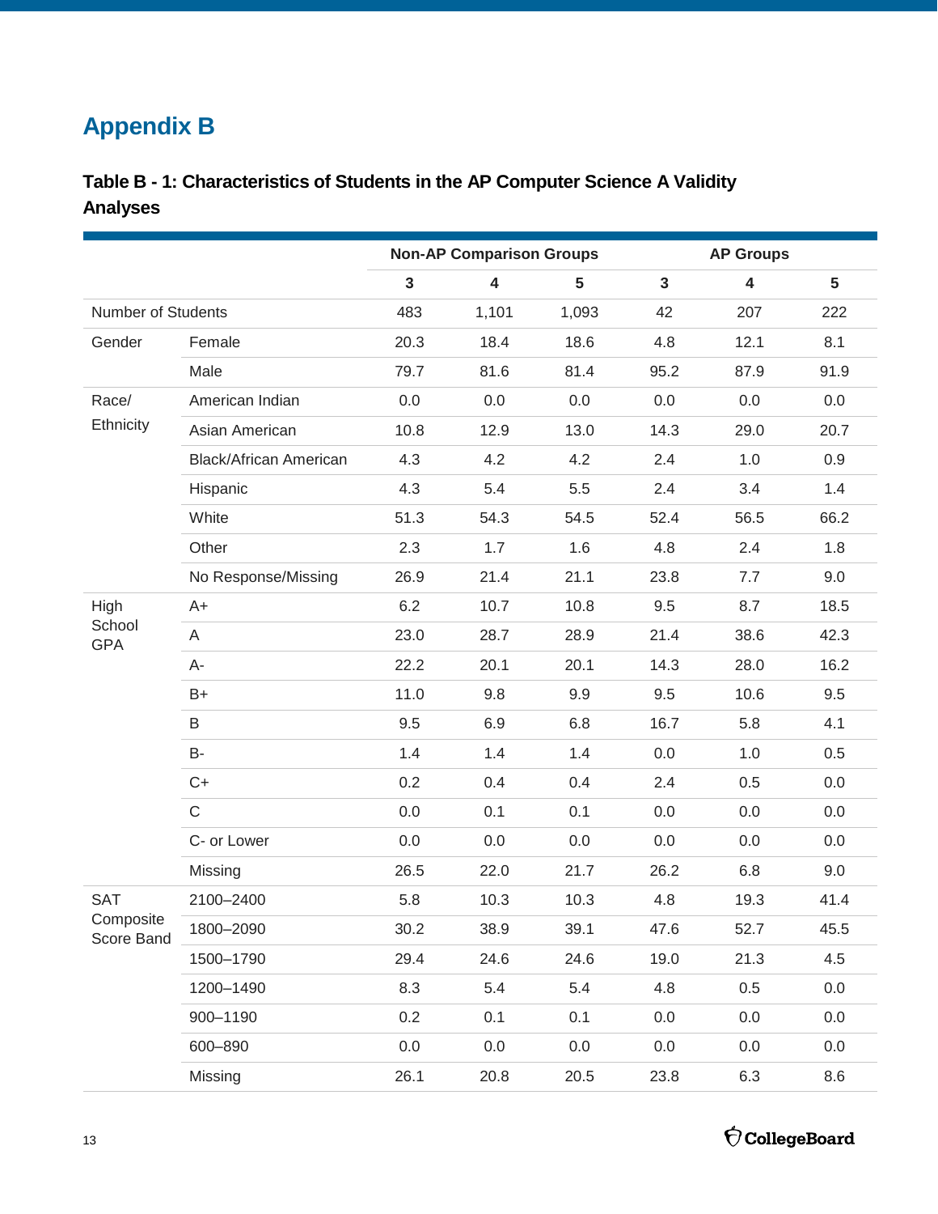## Appendix B

### Table B - 1: Characteristics of Students in the AP Computer Science A Validity Analyses

| | | Non-AP Comparison Groups | | | AP Groups | | |
|---|---|---|---|---|---|---|---|
| | | 3 | 4 | 5 | 3 | 4 | 5 |
| Number of Students | | 483 | 1,101 | 1,093 | 42 | 207 | 222 |
| Gender | Female | 20.3 | 18.4 | 18.6 | 4.8 | 12.1 | 8.1 |
| | Male | 79.7 | 81.6 | 81.4 | 95.2 | 87.9 | 91.9 |
| Race/ Ethnicity | American Indian | 0.0 | 0.0 | 0.0 | 0.0 | 0.0 | 0.0 |
| | Asian American | 10.8 | 12.9 | 13.0 | 14.3 | 29.0 | 20.7 |
| | Black/African American | 4.3 | 4.2 | 4.2 | 2.4 | 1.0 | 0.9 |
| | Hispanic | 4.3 | 5.4 | 5.5 | 2.4 | 3.4 | 1.4 |
| | White | 51.3 | 54.3 | 54.5 | 52.4 | 56.5 | 66.2 |
| | Other | 2.3 | 1.7 | 1.6 | 4.8 | 2.4 | 1.8 |
| | No Response/Missing | 26.9 | 21.4 | 21.1 | 23.8 | 7.7 | 9.0 |
| High School GPA | A+ | 6.2 | 10.7 | 10.8 | 9.5 | 8.7 | 18.5 |
| | A | 23.0 | 28.7 | 28.9 | 21.4 | 38.6 | 42.3 |
| | A- | 22.2 | 20.1 | 20.1 | 14.3 | 28.0 | 16.2 |
| | B+ | 11.0 | 9.8 | 9.9 | 9.5 | 10.6 | 9.5 |
| | B | 9.5 | 6.9 | 6.8 | 16.7 | 5.8 | 4.1 |
| | B- | 1.4 | 1.4 | 1.4 | 0.0 | 1.0 | 0.5 |
| | C+ | 0.2 | 0.4 | 0.4 | 2.4 | 0.5 | 0.0 |
| | C | 0.0 | 0.1 | 0.1 | 0.0 | 0.0 | 0.0 |
| | C- or Lower | 0.0 | 0.0 | 0.0 | 0.0 | 0.0 | 0.0 |
| | Missing | 26.5 | 22.0 | 21.7 | 26.2 | 6.8 | 9.0 |
| SAT Composite Score Band | 2100–2400 | 5.8 | 10.3 | 10.3 | 4.8 | 19.3 | 41.4 |
| | 1800–2090 | 30.2 | 38.9 | 39.1 | 47.6 | 52.7 | 45.5 |
| | 1500–1790 | 29.4 | 24.6 | 24.6 | 19.0 | 21.3 | 4.5 |
| | 1200–1490 | 8.3 | 5.4 | 5.4 | 4.8 | 0.5 | 0.0 |
| | 900–1190 | 0.2 | 0.1 | 0.1 | 0.0 | 0.0 | 0.0 |
| | 600–890 | 0.0 | 0.0 | 0.0 | 0.0 | 0.0 | 0.0 |
| | Missing | 26.1 | 20.8 | 20.5 | 23.8 | 6.3 | 8.6 |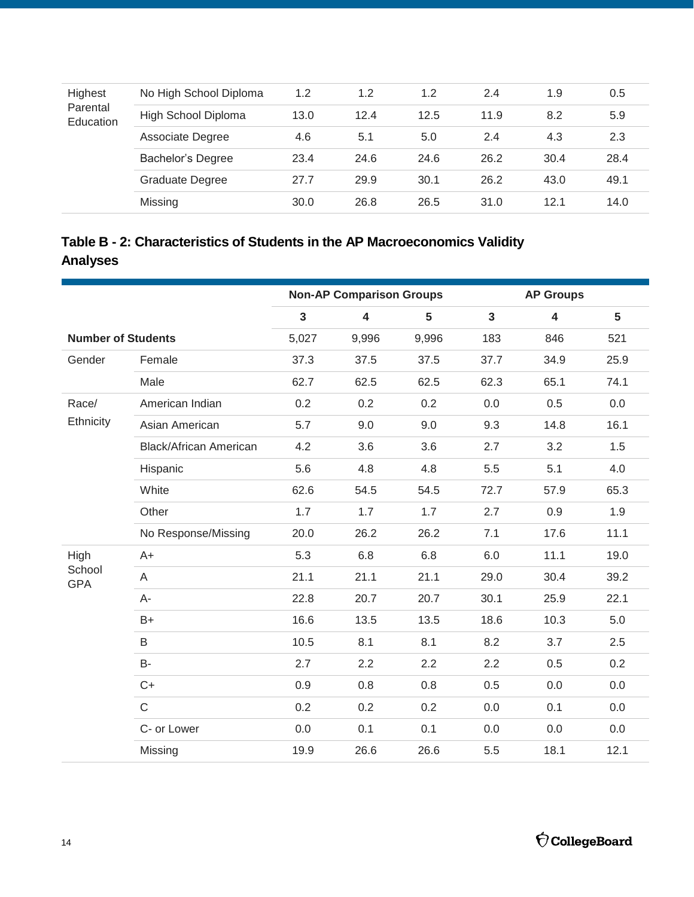| | | | | | | | |
|---|---|---|---|---|---|---|---|
| Highest Parental Education | No High School Diploma | 1.2 | 1.2 | 1.2 | 2.4 | 1.9 | 0.5 |
| | High School Diploma | 13.0 | 12.4 | 12.5 | 11.9 | 8.2 | 5.9 |
| | Associate Degree | 4.6 | 5.1 | 5.0 | 2.4 | 4.3 | 2.3 |
| | Bachelor's Degree | 23.4 | 24.6 | 24.6 | 26.2 | 30.4 | 28.4 |
| | Graduate Degree | 27.7 | 29.9 | 30.1 | 26.2 | 43.0 | 49.1 |
| | Missing | 30.0 | 26.8 | 26.5 | 31.0 | 12.1 | 14.0 |

**Table B - 2: Characteristics of Students in the AP Macroeconomics Validity Analyses**

| | | Non-AP Comparison Groups | | | AP Groups | | |
|---|---|---|---|---|---|---|---|
| | | 3 | 4 | 5 | 3 | 4 | 5 |
| **Number of Students** | | 5,027 | 9,996 | 9,996 | 183 | 846 | 521 |
| Gender | Female | 37.3 | 37.5 | 37.5 | 37.7 | 34.9 | 25.9 |
| | Male | 62.7 | 62.5 | 62.5 | 62.3 | 65.1 | 74.1 |
| Race/ Ethnicity | American Indian | 0.2 | 0.2 | 0.2 | 0.0 | 0.5 | 0.0 |
| | Asian American | 5.7 | 9.0 | 9.0 | 9.3 | 14.8 | 16.1 |
| | Black/African American | 4.2 | 3.6 | 3.6 | 2.7 | 3.2 | 1.5 |
| | Hispanic | 5.6 | 4.8 | 4.8 | 5.5 | 5.1 | 4.0 |
| | White | 62.6 | 54.5 | 54.5 | 72.7 | 57.9 | 65.3 |
| | Other | 1.7 | 1.7 | 1.7 | 2.7 | 0.9 | 1.9 |
| | No Response/Missing | 20.0 | 26.2 | 26.2 | 7.1 | 17.6 | 11.1 |
| High School GPA | A+ | 5.3 | 6.8 | 6.8 | 6.0 | 11.1 | 19.0 |
| | A | 21.1 | 21.1 | 21.1 | 29.0 | 30.4 | 39.2 |
| | A- | 22.8 | 20.7 | 20.7 | 30.1 | 25.9 | 22.1 |
| | B+ | 16.6 | 13.5 | 13.5 | 18.6 | 10.3 | 5.0 |
| | B | 10.5 | 8.1 | 8.1 | 8.2 | 3.7 | 2.5 |
| | B- | 2.7 | 2.2 | 2.2 | 2.2 | 0.5 | 0.2 |
| | C+ | 0.9 | 0.8 | 0.8 | 0.5 | 0.0 | 0.0 |
| | C | 0.2 | 0.2 | 0.2 | 0.0 | 0.1 | 0.0 |
| | C- or Lower | 0.0 | 0.1 | 0.1 | 0.0 | 0.0 | 0.0 |
| | Missing | 19.9 | 26.6 | 26.6 | 5.5 | 18.1 | 12.1 |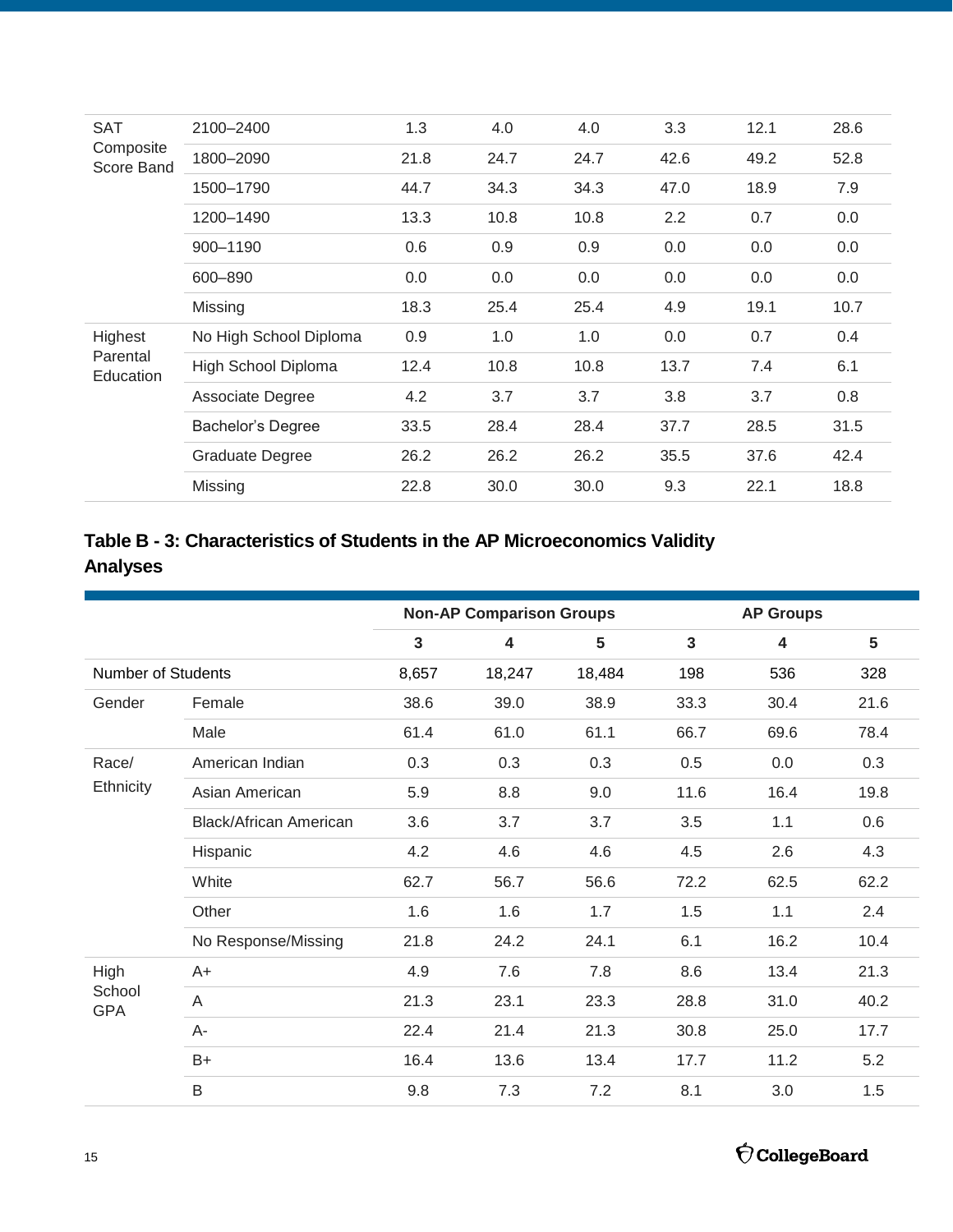| | | | | | | | |
|---|---|---|---|---|---|---|---|
| SAT Composite Score Band | 2100–2400 | 1.3 | 4.0 | 4.0 | 3.3 | 12.1 | 28.6 |
| | 1800–2090 | 21.8 | 24.7 | 24.7 | 42.6 | 49.2 | 52.8 |
| | 1500–1790 | 44.7 | 34.3 | 34.3 | 47.0 | 18.9 | 7.9 |
| | 1200–1490 | 13.3 | 10.8 | 10.8 | 2.2 | 0.7 | 0.0 |
| | 900–1190 | 0.6 | 0.9 | 0.9 | 0.0 | 0.0 | 0.0 |
| | 600–890 | 0.0 | 0.0 | 0.0 | 0.0 | 0.0 | 0.0 |
| | Missing | 18.3 | 25.4 | 25.4 | 4.9 | 19.1 | 10.7 |
| Highest Parental Education | No High School Diploma | 0.9 | 1.0 | 1.0 | 0.0 | 0.7 | 0.4 |
| | High School Diploma | 12.4 | 10.8 | 10.8 | 13.7 | 7.4 | 6.1 |
| | Associate Degree | 4.2 | 3.7 | 3.7 | 3.8 | 3.7 | 0.8 |
| | Bachelor's Degree | 33.5 | 28.4 | 28.4 | 37.7 | 28.5 | 31.5 |
| | Graduate Degree | 26.2 | 26.2 | 26.2 | 35.5 | 37.6 | 42.4 |
| | Missing | 22.8 | 30.0 | 30.0 | 9.3 | 22.1 | 18.8 |

**Table B - 3: Characteristics of Students in the AP Microeconomics Validity Analyses**

| | | Non-AP Comparison Groups | | | AP Groups | | |
|---|---|---|---|---|---|---|---|
| | | 3 | 4 | 5 | 3 | 4 | 5 |
| Number of Students | | 8,657 | 18,247 | 18,484 | 198 | 536 | 328 |
| Gender | Female | 38.6 | 39.0 | 38.9 | 33.3 | 30.4 | 21.6 |
| | Male | 61.4 | 61.0 | 61.1 | 66.7 | 69.6 | 78.4 |
| Race/ Ethnicity | American Indian | 0.3 | 0.3 | 0.3 | 0.5 | 0.0 | 0.3 |
| | Asian American | 5.9 | 8.8 | 9.0 | 11.6 | 16.4 | 19.8 |
| | Black/African American | 3.6 | 3.7 | 3.7 | 3.5 | 1.1 | 0.6 |
| | Hispanic | 4.2 | 4.6 | 4.6 | 4.5 | 2.6 | 4.3 |
| | White | 62.7 | 56.7 | 56.6 | 72.2 | 62.5 | 62.2 |
| | Other | 1.6 | 1.6 | 1.7 | 1.5 | 1.1 | 2.4 |
| | No Response/Missing | 21.8 | 24.2 | 24.1 | 6.1 | 16.2 | 10.4 |
| High School GPA | A+ | 4.9 | 7.6 | 7.8 | 8.6 | 13.4 | 21.3 |
| | A | 21.3 | 23.1 | 23.3 | 28.8 | 31.0 | 40.2 |
| | A- | 22.4 | 21.4 | 21.3 | 30.8 | 25.0 | 17.7 |
| | B+ | 16.4 | 13.6 | 13.4 | 17.7 | 11.2 | 5.2 |
| | B | 9.8 | 7.3 | 7.2 | 8.1 | 3.0 | 1.5 |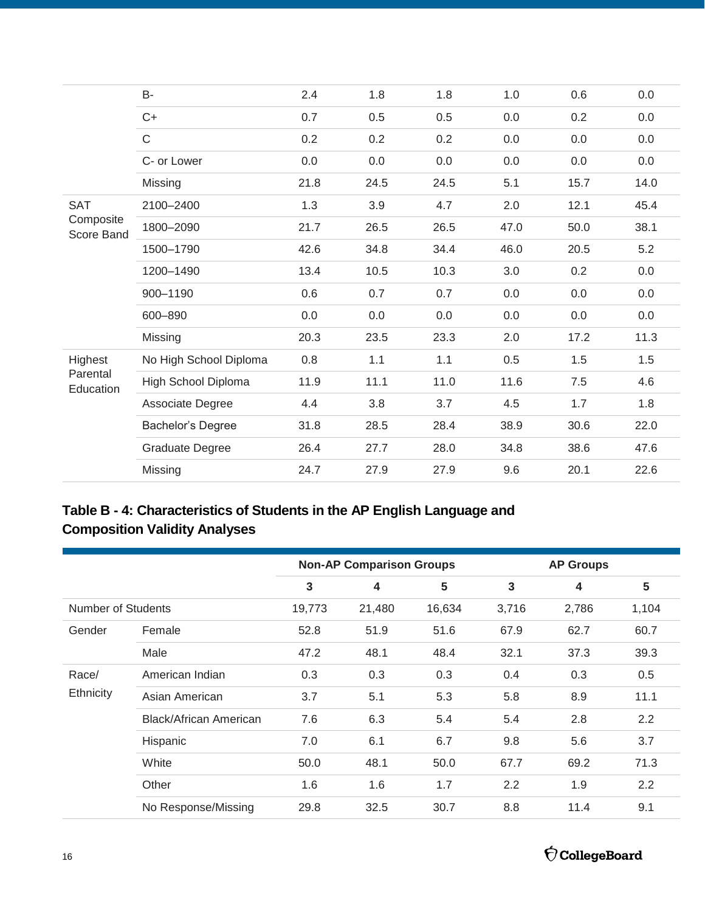| | | | | | | | |
|---|---|---|---|---|---|---|---|
| | B- | 2.4 | 1.8 | 1.8 | 1.0 | 0.6 | 0.0 |
| | C+ | 0.7 | 0.5 | 0.5 | 0.0 | 0.2 | 0.0 |
| | C | 0.2 | 0.2 | 0.2 | 0.0 | 0.0 | 0.0 |
| | C- or Lower | 0.0 | 0.0 | 0.0 | 0.0 | 0.0 | 0.0 |
| | Missing | 21.8 | 24.5 | 24.5 | 5.1 | 15.7 | 14.0 |
| SAT Composite Score Band | 2100–2400 | 1.3 | 3.9 | 4.7 | 2.0 | 12.1 | 45.4 |
| | 1800–2090 | 21.7 | 26.5 | 26.5 | 47.0 | 50.0 | 38.1 |
| | 1500–1790 | 42.6 | 34.8 | 34.4 | 46.0 | 20.5 | 5.2 |
| | 1200–1490 | 13.4 | 10.5 | 10.3 | 3.0 | 0.2 | 0.0 |
| | 900–1190 | 0.6 | 0.7 | 0.7 | 0.0 | 0.0 | 0.0 |
| | 600–890 | 0.0 | 0.0 | 0.0 | 0.0 | 0.0 | 0.0 |
| | Missing | 20.3 | 23.5 | 23.3 | 2.0 | 17.2 | 11.3 |
| Highest Parental Education | No High School Diploma | 0.8 | 1.1 | 1.1 | 0.5 | 1.5 | 1.5 |
| | High School Diploma | 11.9 | 11.1 | 11.0 | 11.6 | 7.5 | 4.6 |
| | Associate Degree | 4.4 | 3.8 | 3.7 | 4.5 | 1.7 | 1.8 |
| | Bachelor's Degree | 31.8 | 28.5 | 28.4 | 38.9 | 30.6 | 22.0 |
| | Graduate Degree | 26.4 | 27.7 | 28.0 | 34.8 | 38.6 | 47.6 |
| | Missing | 24.7 | 27.9 | 27.9 | 9.6 | 20.1 | 22.6 |

### Table B - 4: Characteristics of Students in the AP English Language and Composition Validity Analyses

| | | Non-AP Comparison Groups | | | AP Groups | | |
|---|---|---|---|---|---|---|---|
| | | 3 | 4 | 5 | 3 | 4 | 5 |
| Number of Students | | 19,773 | 21,480 | 16,634 | 3,716 | 2,786 | 1,104 |
| Gender | Female | 52.8 | 51.9 | 51.6 | 67.9 | 62.7 | 60.7 |
| | Male | 47.2 | 48.1 | 48.4 | 32.1 | 37.3 | 39.3 |
| Race/ Ethnicity | American Indian | 0.3 | 0.3 | 0.3 | 0.4 | 0.3 | 0.5 |
| | Asian American | 3.7 | 5.1 | 5.3 | 5.8 | 8.9 | 11.1 |
| | Black/African American | 7.6 | 6.3 | 5.4 | 5.4 | 2.8 | 2.2 |
| | Hispanic | 7.0 | 6.1 | 6.7 | 9.8 | 5.6 | 3.7 |
| | White | 50.0 | 48.1 | 50.0 | 67.7 | 69.2 | 71.3 |
| | Other | 1.6 | 1.6 | 1.7 | 2.2 | 1.9 | 2.2 |
| | No Response/Missing | 29.8 | 32.5 | 30.7 | 8.8 | 11.4 | 9.1 |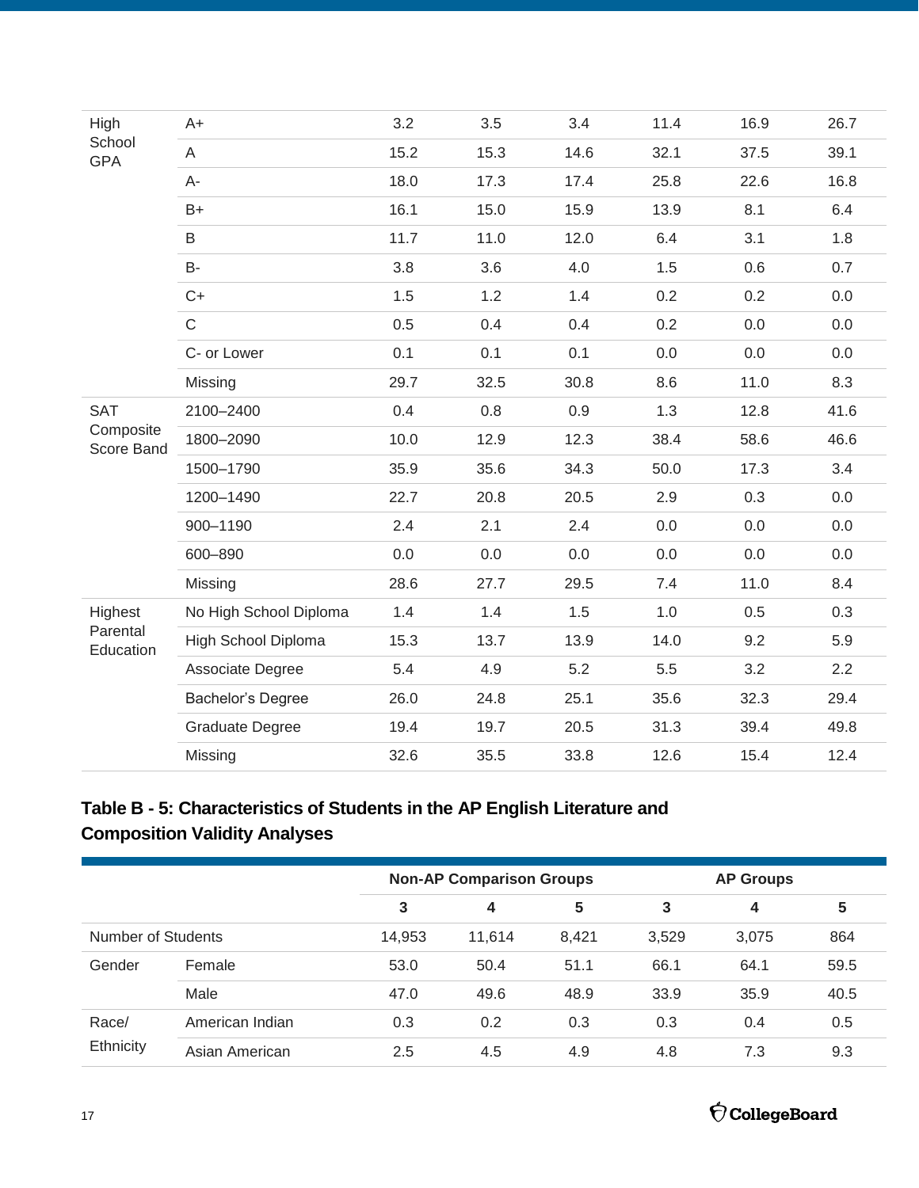| | | | | | | | |
|---|---|---|---|---|---|---|---|
| High School GPA | A+ | 3.2 | 3.5 | 3.4 | 11.4 | 16.9 | 26.7 |
| | A | 15.2 | 15.3 | 14.6 | 32.1 | 37.5 | 39.1 |
| | A- | 18.0 | 17.3 | 17.4 | 25.8 | 22.6 | 16.8 |
| | B+ | 16.1 | 15.0 | 15.9 | 13.9 | 8.1 | 6.4 |
| | B | 11.7 | 11.0 | 12.0 | 6.4 | 3.1 | 1.8 |
| | B- | 3.8 | 3.6 | 4.0 | 1.5 | 0.6 | 0.7 |
| | C+ | 1.5 | 1.2 | 1.4 | 0.2 | 0.2 | 0.0 |
| | C | 0.5 | 0.4 | 0.4 | 0.2 | 0.0 | 0.0 |
| | C- or Lower | 0.1 | 0.1 | 0.1 | 0.0 | 0.0 | 0.0 |
| | Missing | 29.7 | 32.5 | 30.8 | 8.6 | 11.0 | 8.3 |
| SAT Composite Score Band | 2100–2400 | 0.4 | 0.8 | 0.9 | 1.3 | 12.8 | 41.6 |
| | 1800–2090 | 10.0 | 12.9 | 12.3 | 38.4 | 58.6 | 46.6 |
| | 1500–1790 | 35.9 | 35.6 | 34.3 | 50.0 | 17.3 | 3.4 |
| | 1200–1490 | 22.7 | 20.8 | 20.5 | 2.9 | 0.3 | 0.0 |
| | 900–1190 | 2.4 | 2.1 | 2.4 | 0.0 | 0.0 | 0.0 |
| | 600–890 | 0.0 | 0.0 | 0.0 | 0.0 | 0.0 | 0.0 |
| | Missing | 28.6 | 27.7 | 29.5 | 7.4 | 11.0 | 8.4 |
| Highest Parental Education | No High School Diploma | 1.4 | 1.4 | 1.5 | 1.0 | 0.5 | 0.3 |
| | High School Diploma | 15.3 | 13.7 | 13.9 | 14.0 | 9.2 | 5.9 |
| | Associate Degree | 5.4 | 4.9 | 5.2 | 5.5 | 3.2 | 2.2 |
| | Bachelor's Degree | 26.0 | 24.8 | 25.1 | 35.6 | 32.3 | 29.4 |
| | Graduate Degree | 19.4 | 19.7 | 20.5 | 31.3 | 39.4 | 49.8 |
| | Missing | 32.6 | 35.5 | 33.8 | 12.6 | 15.4 | 12.4 |

**Table B - 5: Characteristics of Students in the AP English Literature and Composition Validity Analyses**

| | | Non-AP Comparison Groups | | | AP Groups | | |
|---|---|---|---|---|---|---|---|
| | | 3 | 4 | 5 | 3 | 4 | 5 |
| Number of Students | | 14,953 | 11,614 | 8,421 | 3,529 | 3,075 | 864 |
| Gender | Female | 53.0 | 50.4 | 51.1 | 66.1 | 64.1 | 59.5 |
| | Male | 47.0 | 49.6 | 48.9 | 33.9 | 35.9 | 40.5 |
| Race/ Ethnicity | American Indian | 0.3 | 0.2 | 0.3 | 0.3 | 0.4 | 0.5 |
| | Asian American | 2.5 | 4.5 | 4.9 | 4.8 | 7.3 | 9.3 |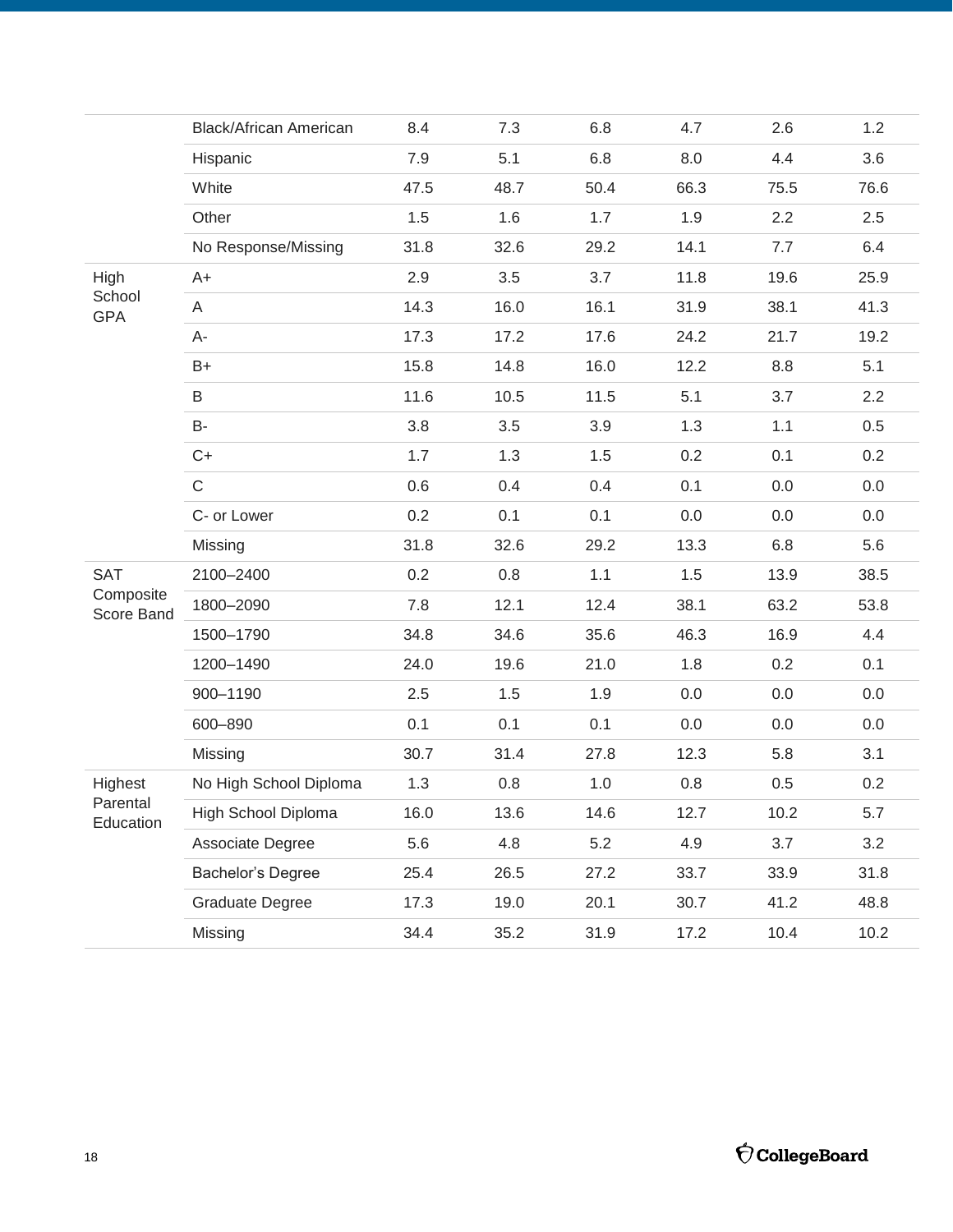| | | | | | | | |
|---|---|---|---|---|---|---|---|
| | Black/African American | 8.4 | 7.3 | 6.8 | 4.7 | 2.6 | 1.2 |
| | Hispanic | 7.9 | 5.1 | 6.8 | 8.0 | 4.4 | 3.6 |
| | White | 47.5 | 48.7 | 50.4 | 66.3 | 75.5 | 76.6 |
| | Other | 1.5 | 1.6 | 1.7 | 1.9 | 2.2 | 2.5 |
| | No Response/Missing | 31.8 | 32.6 | 29.2 | 14.1 | 7.7 | 6.4 |
| High School GPA | A+ | 2.9 | 3.5 | 3.7 | 11.8 | 19.6 | 25.9 |
| | A | 14.3 | 16.0 | 16.1 | 31.9 | 38.1 | 41.3 |
| | A- | 17.3 | 17.2 | 17.6 | 24.2 | 21.7 | 19.2 |
| | B+ | 15.8 | 14.8 | 16.0 | 12.2 | 8.8 | 5.1 |
| | B | 11.6 | 10.5 | 11.5 | 5.1 | 3.7 | 2.2 |
| | B- | 3.8 | 3.5 | 3.9 | 1.3 | 1.1 | 0.5 |
| | C+ | 1.7 | 1.3 | 1.5 | 0.2 | 0.1 | 0.2 |
| | C | 0.6 | 0.4 | 0.4 | 0.1 | 0.0 | 0.0 |
| | C- or Lower | 0.2 | 0.1 | 0.1 | 0.0 | 0.0 | 0.0 |
| | Missing | 31.8 | 32.6 | 29.2 | 13.3 | 6.8 | 5.6 |
| SAT Composite Score Band | 2100–2400 | 0.2 | 0.8 | 1.1 | 1.5 | 13.9 | 38.5 |
| | 1800–2090 | 7.8 | 12.1 | 12.4 | 38.1 | 63.2 | 53.8 |
| | 1500–1790 | 34.8 | 34.6 | 35.6 | 46.3 | 16.9 | 4.4 |
| | 1200–1490 | 24.0 | 19.6 | 21.0 | 1.8 | 0.2 | 0.1 |
| | 900–1190 | 2.5 | 1.5 | 1.9 | 0.0 | 0.0 | 0.0 |
| | 600–890 | 0.1 | 0.1 | 0.1 | 0.0 | 0.0 | 0.0 |
| | Missing | 30.7 | 31.4 | 27.8 | 12.3 | 5.8 | 3.1 |
| Highest Parental Education | No High School Diploma | 1.3 | 0.8 | 1.0 | 0.8 | 0.5 | 0.2 |
| | High School Diploma | 16.0 | 13.6 | 14.6 | 12.7 | 10.2 | 5.7 |
| | Associate Degree | 5.6 | 4.8 | 5.2 | 4.9 | 3.7 | 3.2 |
| | Bachelor's Degree | 25.4 | 26.5 | 27.2 | 33.7 | 33.9 | 31.8 |
| | Graduate Degree | 17.3 | 19.0 | 20.1 | 30.7 | 41.2 | 48.8 |
| | Missing | 34.4 | 35.2 | 31.9 | 17.2 | 10.4 | 10.2 |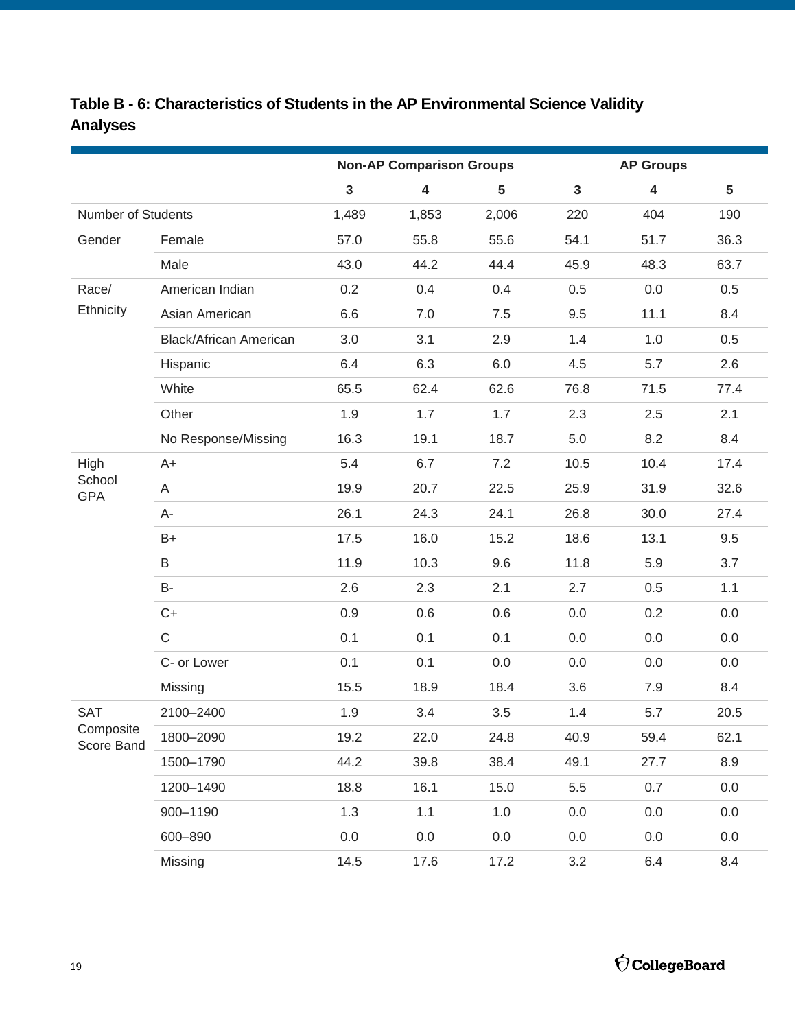**Table B - 6: Characteristics of Students in the AP Environmental Science Validity Analyses**

| | | Non-AP Comparison Groups | | | AP Groups | | |
|---|---|---|---|---|---|---|---|
| | | 3 | 4 | 5 | 3 | 4 | 5 |
| Number of Students | | 1,489 | 1,853 | 2,006 | 220 | 404 | 190 |
| Gender | Female | 57.0 | 55.8 | 55.6 | 54.1 | 51.7 | 36.3 |
| | Male | 43.0 | 44.2 | 44.4 | 45.9 | 48.3 | 63.7 |
| Race/ Ethnicity | American Indian | 0.2 | 0.4 | 0.4 | 0.5 | 0.0 | 0.5 |
| | Asian American | 6.6 | 7.0 | 7.5 | 9.5 | 11.1 | 8.4 |
| | Black/African American | 3.0 | 3.1 | 2.9 | 1.4 | 1.0 | 0.5 |
| | Hispanic | 6.4 | 6.3 | 6.0 | 4.5 | 5.7 | 2.6 |
| | White | 65.5 | 62.4 | 62.6 | 76.8 | 71.5 | 77.4 |
| | Other | 1.9 | 1.7 | 1.7 | 2.3 | 2.5 | 2.1 |
| | No Response/Missing | 16.3 | 19.1 | 18.7 | 5.0 | 8.2 | 8.4 |
| High School GPA | A+ | 5.4 | 6.7 | 7.2 | 10.5 | 10.4 | 17.4 |
| | A | 19.9 | 20.7 | 22.5 | 25.9 | 31.9 | 32.6 |
| | A- | 26.1 | 24.3 | 24.1 | 26.8 | 30.0 | 27.4 |
| | B+ | 17.5 | 16.0 | 15.2 | 18.6 | 13.1 | 9.5 |
| | B | 11.9 | 10.3 | 9.6 | 11.8 | 5.9 | 3.7 |
| | B- | 2.6 | 2.3 | 2.1 | 2.7 | 0.5 | 1.1 |
| | C+ | 0.9 | 0.6 | 0.6 | 0.0 | 0.2 | 0.0 |
| | C | 0.1 | 0.1 | 0.1 | 0.0 | 0.0 | 0.0 |
| | C- or Lower | 0.1 | 0.1 | 0.0 | 0.0 | 0.0 | 0.0 |
| | Missing | 15.5 | 18.9 | 18.4 | 3.6 | 7.9 | 8.4 |
| SAT Composite Score Band | 2100–2400 | 1.9 | 3.4 | 3.5 | 1.4 | 5.7 | 20.5 |
| | 1800–2090 | 19.2 | 22.0 | 24.8 | 40.9 | 59.4 | 62.1 |
| | 1500–1790 | 44.2 | 39.8 | 38.4 | 49.1 | 27.7 | 8.9 |
| | 1200–1490 | 18.8 | 16.1 | 15.0 | 5.5 | 0.7 | 0.0 |
| | 900–1190 | 1.3 | 1.1 | 1.0 | 0.0 | 0.0 | 0.0 |
| | 600–890 | 0.0 | 0.0 | 0.0 | 0.0 | 0.0 | 0.0 |
| | Missing | 14.5 | 17.6 | 17.2 | 3.2 | 6.4 | 8.4 |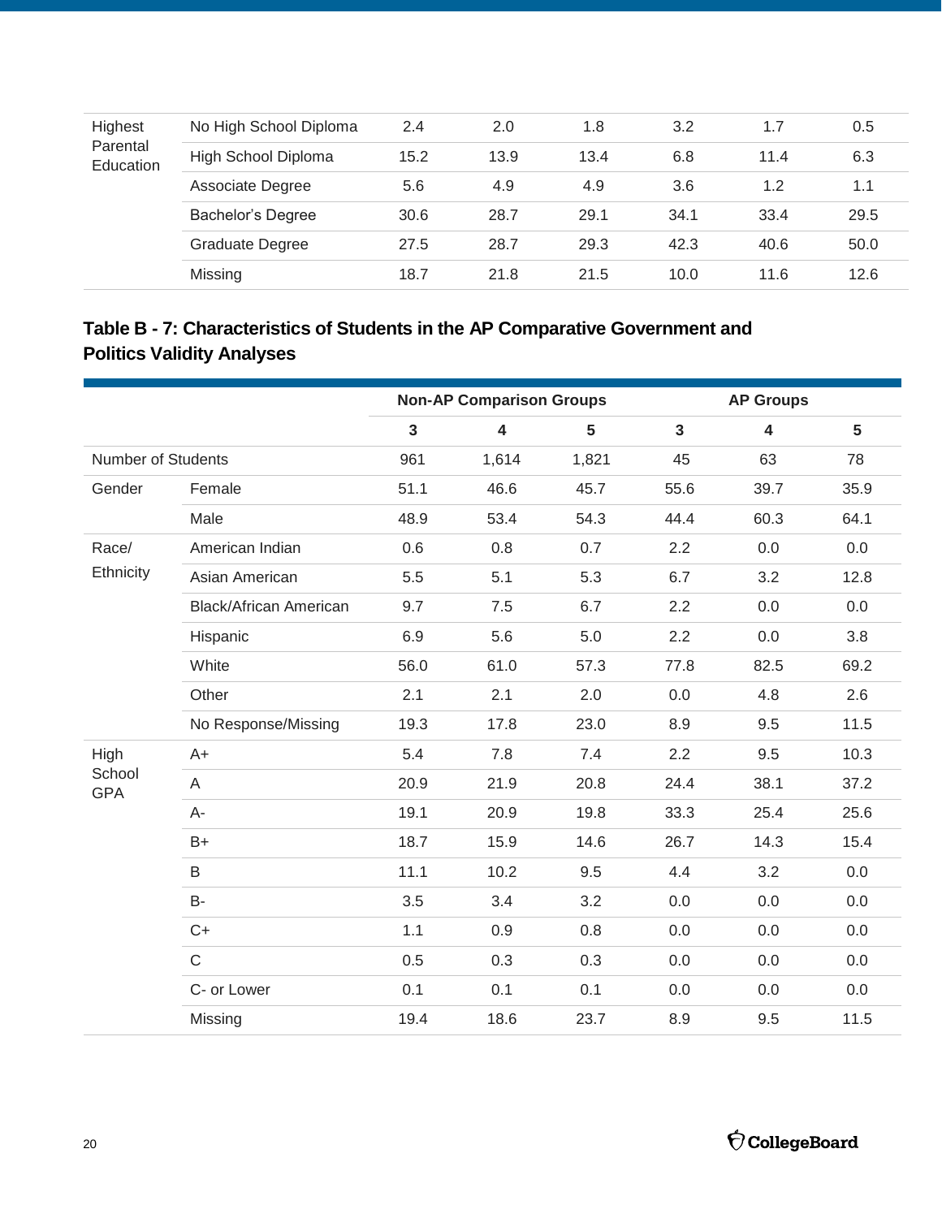| | | | | | | | |
|---|---|---|---|---|---|---|---|
| Highest Parental Education | No High School Diploma | 2.4 | 2.0 | 1.8 | 3.2 | 1.7 | 0.5 |
| | High School Diploma | 15.2 | 13.9 | 13.4 | 6.8 | 11.4 | 6.3 |
| | Associate Degree | 5.6 | 4.9 | 4.9 | 3.6 | 1.2 | 1.1 |
| | Bachelor's Degree | 30.6 | 28.7 | 29.1 | 34.1 | 33.4 | 29.5 |
| | Graduate Degree | 27.5 | 28.7 | 29.3 | 42.3 | 40.6 | 50.0 |
| | Missing | 18.7 | 21.8 | 21.5 | 10.0 | 11.6 | 12.6 |

### Table B - 7: Characteristics of Students in the AP Comparative Government and Politics Validity Analyses

| | | Non-AP Comparison Groups | | | AP Groups | | |
|---|---|---|---|---|---|---|---|
| | | 3 | 4 | 5 | 3 | 4 | 5 |
| Number of Students | | 961 | 1,614 | 1,821 | 45 | 63 | 78 |
| Gender | Female | 51.1 | 46.6 | 45.7 | 55.6 | 39.7 | 35.9 |
| | Male | 48.9 | 53.4 | 54.3 | 44.4 | 60.3 | 64.1 |
| Race/ Ethnicity | American Indian | 0.6 | 0.8 | 0.7 | 2.2 | 0.0 | 0.0 |
| | Asian American | 5.5 | 5.1 | 5.3 | 6.7 | 3.2 | 12.8 |
| | Black/African American | 9.7 | 7.5 | 6.7 | 2.2 | 0.0 | 0.0 |
| | Hispanic | 6.9 | 5.6 | 5.0 | 2.2 | 0.0 | 3.8 |
| | White | 56.0 | 61.0 | 57.3 | 77.8 | 82.5 | 69.2 |
| | Other | 2.1 | 2.1 | 2.0 | 0.0 | 4.8 | 2.6 |
| | No Response/Missing | 19.3 | 17.8 | 23.0 | 8.9 | 9.5 | 11.5 |
| High School GPA | A+ | 5.4 | 7.8 | 7.4 | 2.2 | 9.5 | 10.3 |
| | A | 20.9 | 21.9 | 20.8 | 24.4 | 38.1 | 37.2 |
| | A- | 19.1 | 20.9 | 19.8 | 33.3 | 25.4 | 25.6 |
| | B+ | 18.7 | 15.9 | 14.6 | 26.7 | 14.3 | 15.4 |
| | B | 11.1 | 10.2 | 9.5 | 4.4 | 3.2 | 0.0 |
| | B- | 3.5 | 3.4 | 3.2 | 0.0 | 0.0 | 0.0 |
| | C+ | 1.1 | 0.9 | 0.8 | 0.0 | 0.0 | 0.0 |
| | C | 0.5 | 0.3 | 0.3 | 0.0 | 0.0 | 0.0 |
| | C- or Lower | 0.1 | 0.1 | 0.1 | 0.0 | 0.0 | 0.0 |
| | Missing | 19.4 | 18.6 | 23.7 | 8.9 | 9.5 | 11.5 |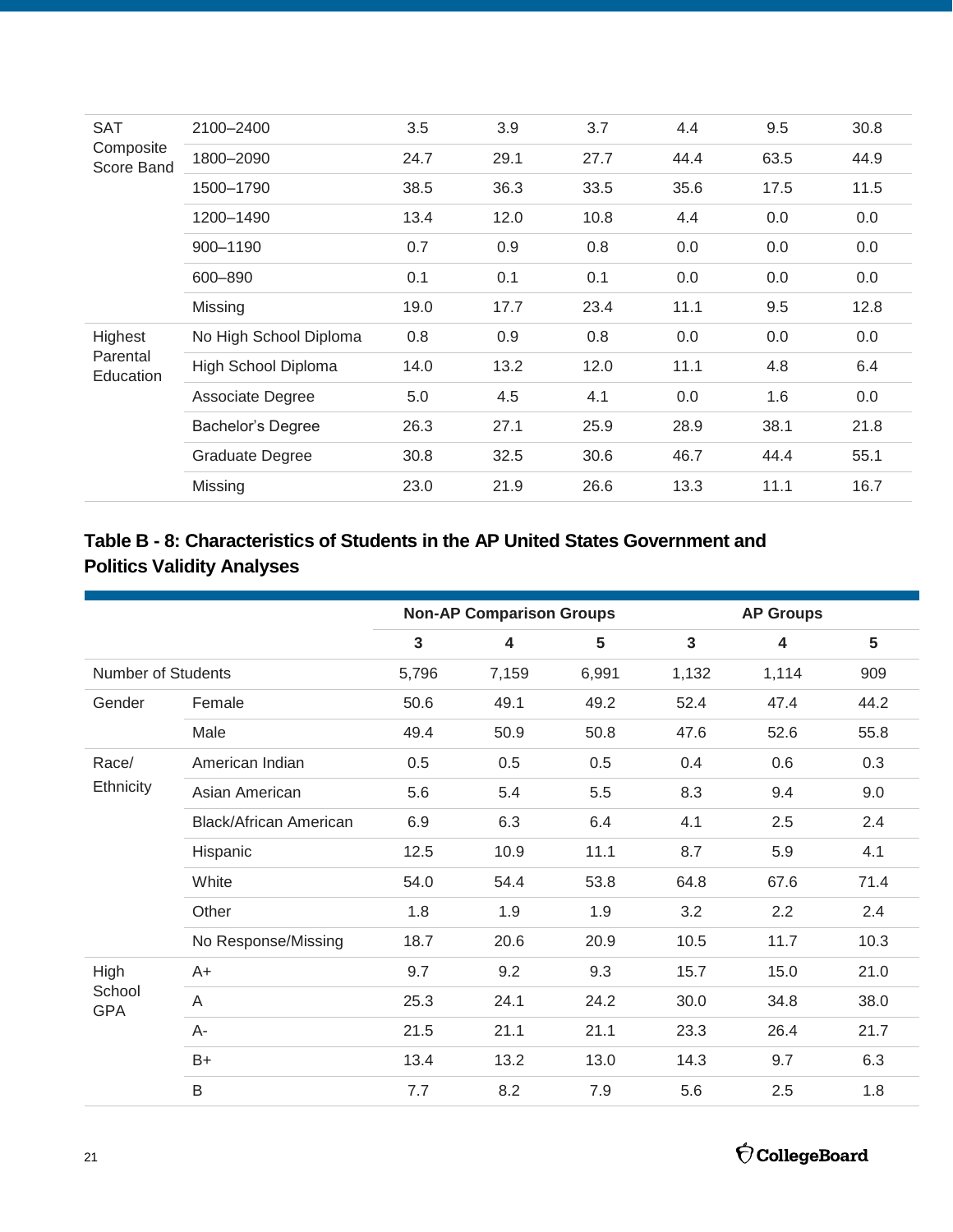| | | | | | | | |
|---|---|---|---|---|---|---|---|
| SAT Composite Score Band | 2100–2400 | 3.5 | 3.9 | 3.7 | 4.4 | 9.5 | 30.8 |
| | 1800–2090 | 24.7 | 29.1 | 27.7 | 44.4 | 63.5 | 44.9 |
| | 1500–1790 | 38.5 | 36.3 | 33.5 | 35.6 | 17.5 | 11.5 |
| | 1200–1490 | 13.4 | 12.0 | 10.8 | 4.4 | 0.0 | 0.0 |
| | 900–1190 | 0.7 | 0.9 | 0.8 | 0.0 | 0.0 | 0.0 |
| | 600–890 | 0.1 | 0.1 | 0.1 | 0.0 | 0.0 | 0.0 |
| | Missing | 19.0 | 17.7 | 23.4 | 11.1 | 9.5 | 12.8 |
| Highest Parental Education | No High School Diploma | 0.8 | 0.9 | 0.8 | 0.0 | 0.0 | 0.0 |
| | High School Diploma | 14.0 | 13.2 | 12.0 | 11.1 | 4.8 | 6.4 |
| | Associate Degree | 5.0 | 4.5 | 4.1 | 0.0 | 1.6 | 0.0 |
| | Bachelor's Degree | 26.3 | 27.1 | 25.9 | 28.9 | 38.1 | 21.8 |
| | Graduate Degree | 30.8 | 32.5 | 30.6 | 46.7 | 44.4 | 55.1 |
| | Missing | 23.0 | 21.9 | 26.6 | 13.3 | 11.1 | 16.7 |

### Table B - 8: Characteristics of Students in the AP United States Government and Politics Validity Analyses

| | | Non-AP Comparison Groups | | | AP Groups | | |
|---|---|---|---|---|---|---|---|
| | | 3 | 4 | 5 | 3 | 4 | 5 |
| Number of Students | | 5,796 | 7,159 | 6,991 | 1,132 | 1,114 | 909 |
| Gender | Female | 50.6 | 49.1 | 49.2 | 52.4 | 47.4 | 44.2 |
| | Male | 49.4 | 50.9 | 50.8 | 47.6 | 52.6 | 55.8 |
| Race/ Ethnicity | American Indian | 0.5 | 0.5 | 0.5 | 0.4 | 0.6 | 0.3 |
| | Asian American | 5.6 | 5.4 | 5.5 | 8.3 | 9.4 | 9.0 |
| | Black/African American | 6.9 | 6.3 | 6.4 | 4.1 | 2.5 | 2.4 |
| | Hispanic | 12.5 | 10.9 | 11.1 | 8.7 | 5.9 | 4.1 |
| | White | 54.0 | 54.4 | 53.8 | 64.8 | 67.6 | 71.4 |
| | Other | 1.8 | 1.9 | 1.9 | 3.2 | 2.2 | 2.4 |
| | No Response/Missing | 18.7 | 20.6 | 20.9 | 10.5 | 11.7 | 10.3 |
| High School GPA | A+ | 9.7 | 9.2 | 9.3 | 15.7 | 15.0 | 21.0 |
| | A | 25.3 | 24.1 | 24.2 | 30.0 | 34.8 | 38.0 |
| | A- | 21.5 | 21.1 | 21.1 | 23.3 | 26.4 | 21.7 |
| | B+ | 13.4 | 13.2 | 13.0 | 14.3 | 9.7 | 6.3 |
| | B | 7.7 | 8.2 | 7.9 | 5.6 | 2.5 | 1.8 |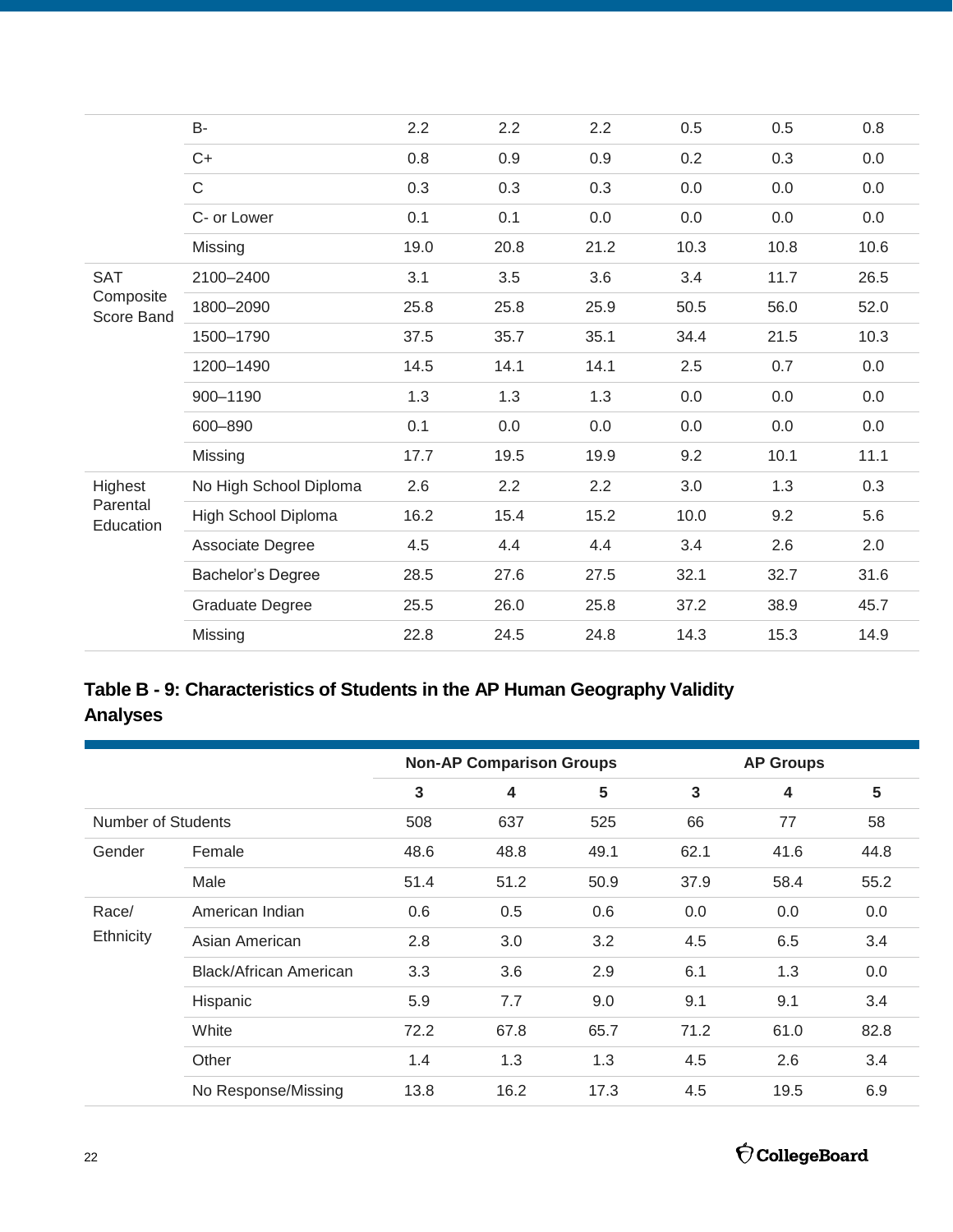| | | | | | | | |
|---|---|---|---|---|---|---|---|
| | B- | 2.2 | 2.2 | 2.2 | 0.5 | 0.5 | 0.8 |
| | C+ | 0.8 | 0.9 | 0.9 | 0.2 | 0.3 | 0.0 |
| | C | 0.3 | 0.3 | 0.3 | 0.0 | 0.0 | 0.0 |
| | C- or Lower | 0.1 | 0.1 | 0.0 | 0.0 | 0.0 | 0.0 |
| | Missing | 19.0 | 20.8 | 21.2 | 10.3 | 10.8 | 10.6 |
| SAT Composite Score Band | 2100–2400 | 3.1 | 3.5 | 3.6 | 3.4 | 11.7 | 26.5 |
| | 1800–2090 | 25.8 | 25.8 | 25.9 | 50.5 | 56.0 | 52.0 |
| | 1500–1790 | 37.5 | 35.7 | 35.1 | 34.4 | 21.5 | 10.3 |
| | 1200–1490 | 14.5 | 14.1 | 14.1 | 2.5 | 0.7 | 0.0 |
| | 900–1190 | 1.3 | 1.3 | 1.3 | 0.0 | 0.0 | 0.0 |
| | 600–890 | 0.1 | 0.0 | 0.0 | 0.0 | 0.0 | 0.0 |
| | Missing | 17.7 | 19.5 | 19.9 | 9.2 | 10.1 | 11.1 |
| Highest Parental Education | No High School Diploma | 2.6 | 2.2 | 2.2 | 3.0 | 1.3 | 0.3 |
| | High School Diploma | 16.2 | 15.4 | 15.2 | 10.0 | 9.2 | 5.6 |
| | Associate Degree | 4.5 | 4.4 | 4.4 | 3.4 | 2.6 | 2.0 |
| | Bachelor's Degree | 28.5 | 27.6 | 27.5 | 32.1 | 32.7 | 31.6 |
| | Graduate Degree | 25.5 | 26.0 | 25.8 | 37.2 | 38.9 | 45.7 |
| | Missing | 22.8 | 24.5 | 24.8 | 14.3 | 15.3 | 14.9 |

### Table B - 9: Characteristics of Students in the AP Human Geography Validity Analyses

| | | Non-AP Comparison Groups | | | AP Groups | | |
|---|---|---|---|---|---|---|---|
| | | 3 | 4 | 5 | 3 | 4 | 5 |
| Number of Students | | 508 | 637 | 525 | 66 | 77 | 58 |
| Gender | Female | 48.6 | 48.8 | 49.1 | 62.1 | 41.6 | 44.8 |
| | Male | 51.4 | 51.2 | 50.9 | 37.9 | 58.4 | 55.2 |
| Race/ Ethnicity | American Indian | 0.6 | 0.5 | 0.6 | 0.0 | 0.0 | 0.0 |
| | Asian American | 2.8 | 3.0 | 3.2 | 4.5 | 6.5 | 3.4 |
| | Black/African American | 3.3 | 3.6 | 2.9 | 6.1 | 1.3 | 0.0 |
| | Hispanic | 5.9 | 7.7 | 9.0 | 9.1 | 9.1 | 3.4 |
| | White | 72.2 | 67.8 | 65.7 | 71.2 | 61.0 | 82.8 |
| | Other | 1.4 | 1.3 | 1.3 | 4.5 | 2.6 | 3.4 |
| | No Response/Missing | 13.8 | 16.2 | 17.3 | 4.5 | 19.5 | 6.9 |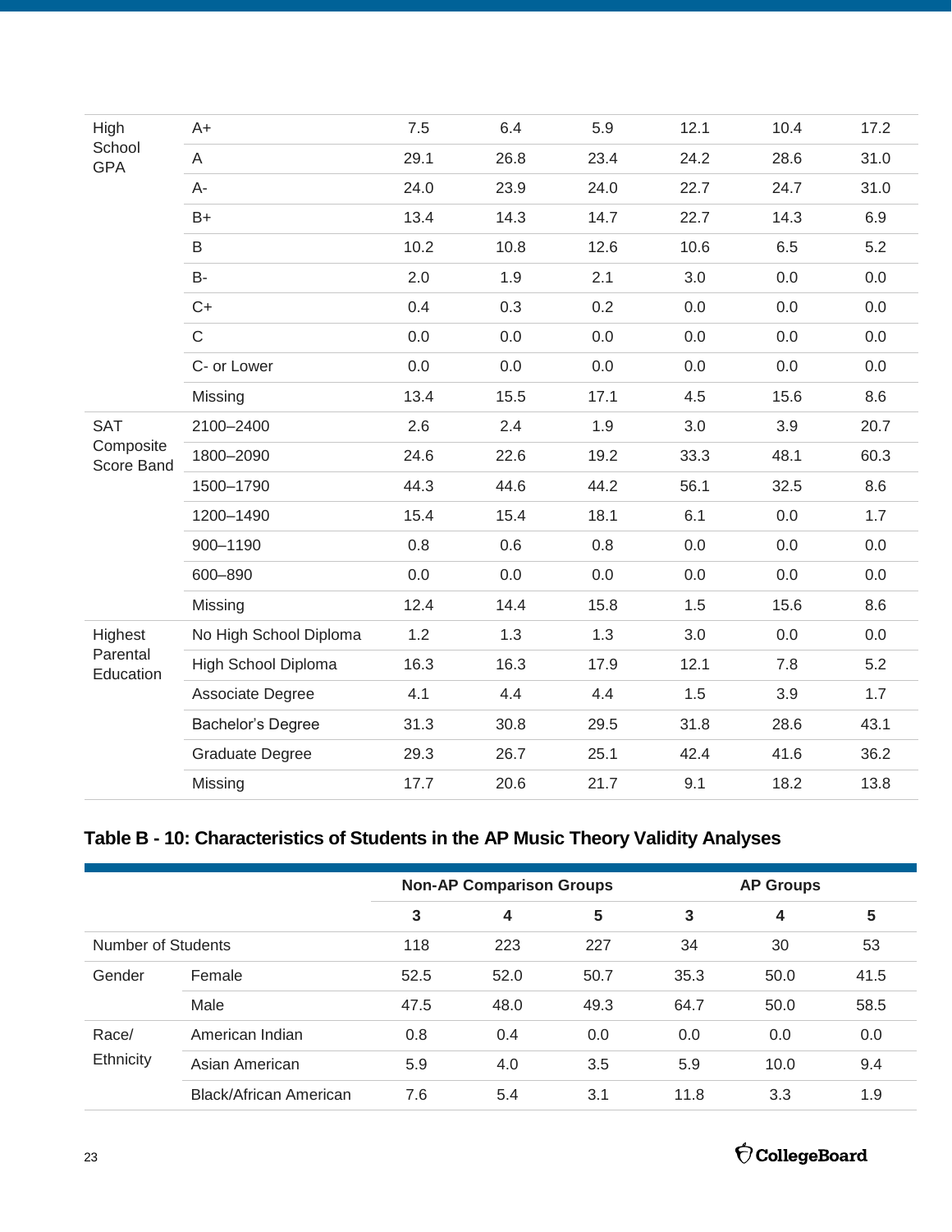| | | | | | | | |
|---|---|---|---|---|---|---|---|
| High School GPA | A+ | 7.5 | 6.4 | 5.9 | 12.1 | 10.4 | 17.2 |
| | A | 29.1 | 26.8 | 23.4 | 24.2 | 28.6 | 31.0 |
| | A- | 24.0 | 23.9 | 24.0 | 22.7 | 24.7 | 31.0 |
| | B+ | 13.4 | 14.3 | 14.7 | 22.7 | 14.3 | 6.9 |
| | B | 10.2 | 10.8 | 12.6 | 10.6 | 6.5 | 5.2 |
| | B- | 2.0 | 1.9 | 2.1 | 3.0 | 0.0 | 0.0 |
| | C+ | 0.4 | 0.3 | 0.2 | 0.0 | 0.0 | 0.0 |
| | C | 0.0 | 0.0 | 0.0 | 0.0 | 0.0 | 0.0 |
| | C- or Lower | 0.0 | 0.0 | 0.0 | 0.0 | 0.0 | 0.0 |
| | Missing | 13.4 | 15.5 | 17.1 | 4.5 | 15.6 | 8.6 |
| SAT Composite Score Band | 2100–2400 | 2.6 | 2.4 | 1.9 | 3.0 | 3.9 | 20.7 |
| | 1800–2090 | 24.6 | 22.6 | 19.2 | 33.3 | 48.1 | 60.3 |
| | 1500–1790 | 44.3 | 44.6 | 44.2 | 56.1 | 32.5 | 8.6 |
| | 1200–1490 | 15.4 | 15.4 | 18.1 | 6.1 | 0.0 | 1.7 |
| | 900–1190 | 0.8 | 0.6 | 0.8 | 0.0 | 0.0 | 0.0 |
| | 600–890 | 0.0 | 0.0 | 0.0 | 0.0 | 0.0 | 0.0 |
| | Missing | 12.4 | 14.4 | 15.8 | 1.5 | 15.6 | 8.6 |
| Highest Parental Education | No High School Diploma | 1.2 | 1.3 | 1.3 | 3.0 | 0.0 | 0.0 |
| | High School Diploma | 16.3 | 16.3 | 17.9 | 12.1 | 7.8 | 5.2 |
| | Associate Degree | 4.1 | 4.4 | 4.4 | 1.5 | 3.9 | 1.7 |
| | Bachelor's Degree | 31.3 | 30.8 | 29.5 | 31.8 | 28.6 | 43.1 |
| | Graduate Degree | 29.3 | 26.7 | 25.1 | 42.4 | 41.6 | 36.2 |
| | Missing | 17.7 | 20.6 | 21.7 | 9.1 | 18.2 | 13.8 |

**Table B - 10: Characteristics of Students in the AP Music Theory Validity Analyses**

| | | Non-AP Comparison Groups | | | AP Groups | | |
|---|---|---|---|---|---|---|---|
| | | 3 | 4 | 5 | 3 | 4 | 5 |
| Number of Students | | 118 | 223 | 227 | 34 | 30 | 53 |
| Gender | Female | 52.5 | 52.0 | 50.7 | 35.3 | 50.0 | 41.5 |
| | Male | 47.5 | 48.0 | 49.3 | 64.7 | 50.0 | 58.5 |
| Race/ Ethnicity | American Indian | 0.8 | 0.4 | 0.0 | 0.0 | 0.0 | 0.0 |
| | Asian American | 5.9 | 4.0 | 3.5 | 5.9 | 10.0 | 9.4 |
| | Black/African American | 7.6 | 5.4 | 3.1 | 11.8 | 3.3 | 1.9 |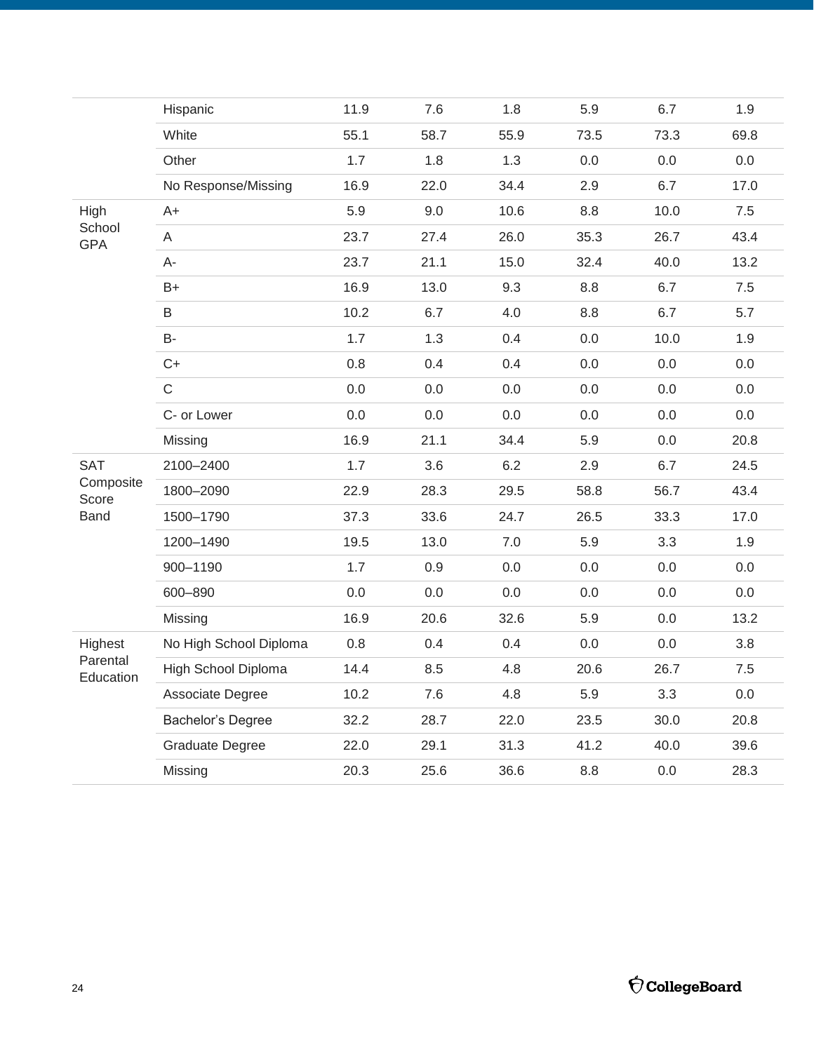| | | | | | | | |
|---|---|---|---|---|---|---|---|
| | Hispanic | 11.9 | 7.6 | 1.8 | 5.9 | 6.7 | 1.9 |
| | White | 55.1 | 58.7 | 55.9 | 73.5 | 73.3 | 69.8 |
| | Other | 1.7 | 1.8 | 1.3 | 0.0 | 0.0 | 0.0 |
| | No Response/Missing | 16.9 | 22.0 | 34.4 | 2.9 | 6.7 | 17.0 |
| High School GPA | A+ | 5.9 | 9.0 | 10.6 | 8.8 | 10.0 | 7.5 |
| | A | 23.7 | 27.4 | 26.0 | 35.3 | 26.7 | 43.4 |
| | A- | 23.7 | 21.1 | 15.0 | 32.4 | 40.0 | 13.2 |
| | B+ | 16.9 | 13.0 | 9.3 | 8.8 | 6.7 | 7.5 |
| | B | 10.2 | 6.7 | 4.0 | 8.8 | 6.7 | 5.7 |
| | B- | 1.7 | 1.3 | 0.4 | 0.0 | 10.0 | 1.9 |
| | C+ | 0.8 | 0.4 | 0.4 | 0.0 | 0.0 | 0.0 |
| | C | 0.0 | 0.0 | 0.0 | 0.0 | 0.0 | 0.0 |
| | C- or Lower | 0.0 | 0.0 | 0.0 | 0.0 | 0.0 | 0.0 |
| | Missing | 16.9 | 21.1 | 34.4 | 5.9 | 0.0 | 20.8 |
| SAT Composite Score Band | 2100–2400 | 1.7 | 3.6 | 6.2 | 2.9 | 6.7 | 24.5 |
| | 1800–2090 | 22.9 | 28.3 | 29.5 | 58.8 | 56.7 | 43.4 |
| | 1500–1790 | 37.3 | 33.6 | 24.7 | 26.5 | 33.3 | 17.0 |
| | 1200–1490 | 19.5 | 13.0 | 7.0 | 5.9 | 3.3 | 1.9 |
| | 900–1190 | 1.7 | 0.9 | 0.0 | 0.0 | 0.0 | 0.0 |
| | 600–890 | 0.0 | 0.0 | 0.0 | 0.0 | 0.0 | 0.0 |
| | Missing | 16.9 | 20.6 | 32.6 | 5.9 | 0.0 | 13.2 |
| Highest Parental Education | No High School Diploma | 0.8 | 0.4 | 0.4 | 0.0 | 0.0 | 3.8 |
| | High School Diploma | 14.4 | 8.5 | 4.8 | 20.6 | 26.7 | 7.5 |
| | Associate Degree | 10.2 | 7.6 | 4.8 | 5.9 | 3.3 | 0.0 |
| | Bachelor's Degree | 32.2 | 28.7 | 22.0 | 23.5 | 30.0 | 20.8 |
| | Graduate Degree | 22.0 | 29.1 | 31.3 | 41.2 | 40.0 | 39.6 |
| | Missing | 20.3 | 25.6 | 36.6 | 8.8 | 0.0 | 28.3 |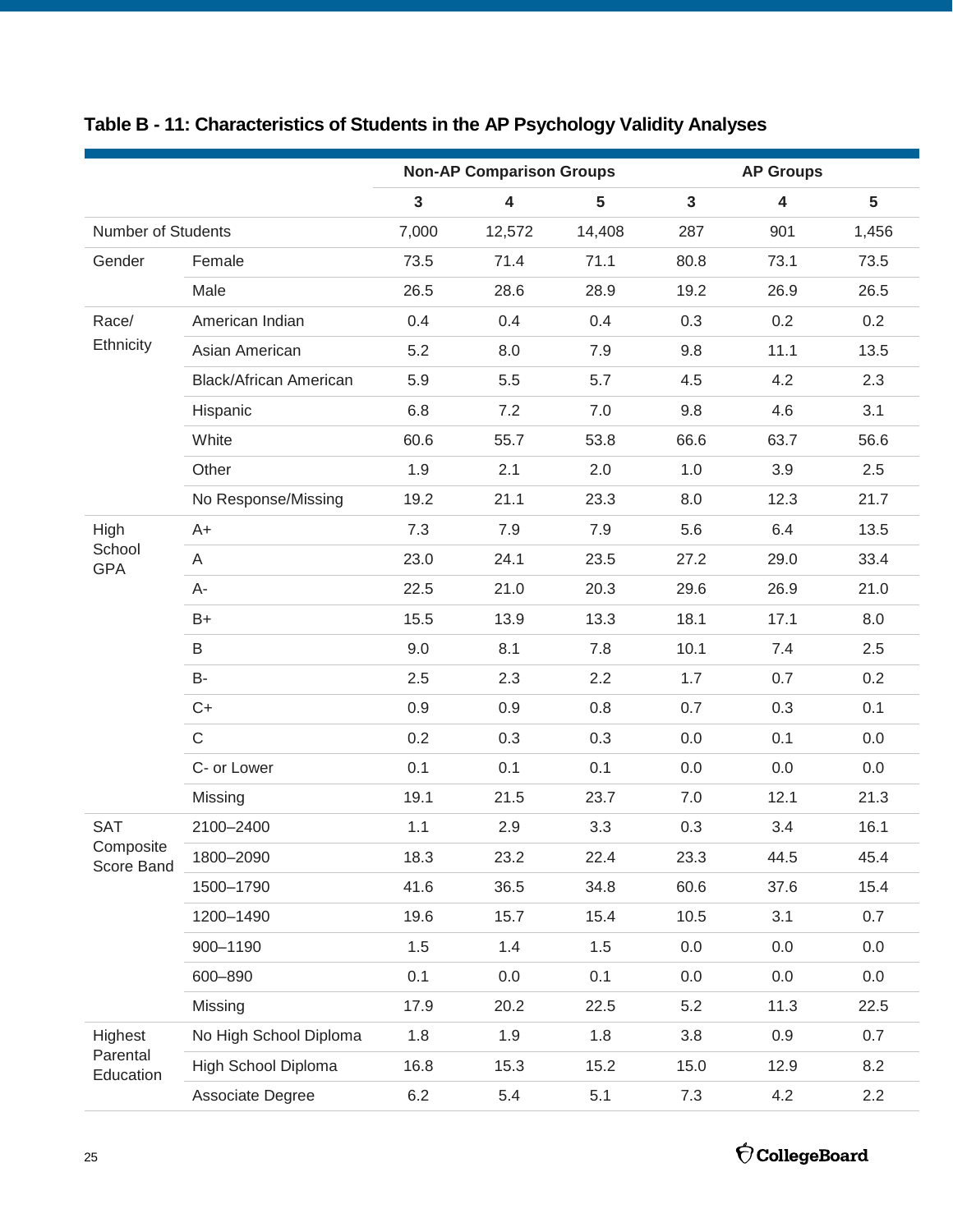**Table B - 11: Characteristics of Students in the AP Psychology Validity Analyses**

| | | Non-AP Comparison Groups | | | AP Groups | | |
|---|---|---|---|---|---|---|---|
| | | 3 | 4 | 5 | 3 | 4 | 5 |
| Number of Students | | 7,000 | 12,572 | 14,408 | 287 | 901 | 1,456 |
| Gender | Female | 73.5 | 71.4 | 71.1 | 80.8 | 73.1 | 73.5 |
| | Male | 26.5 | 28.6 | 28.9 | 19.2 | 26.9 | 26.5 |
| Race/ Ethnicity | American Indian | 0.4 | 0.4 | 0.4 | 0.3 | 0.2 | 0.2 |
| | Asian American | 5.2 | 8.0 | 7.9 | 9.8 | 11.1 | 13.5 |
| | Black/African American | 5.9 | 5.5 | 5.7 | 4.5 | 4.2 | 2.3 |
| | Hispanic | 6.8 | 7.2 | 7.0 | 9.8 | 4.6 | 3.1 |
| | White | 60.6 | 55.7 | 53.8 | 66.6 | 63.7 | 56.6 |
| | Other | 1.9 | 2.1 | 2.0 | 1.0 | 3.9 | 2.5 |
| | No Response/Missing | 19.2 | 21.1 | 23.3 | 8.0 | 12.3 | 21.7 |
| High School GPA | A+ | 7.3 | 7.9 | 7.9 | 5.6 | 6.4 | 13.5 |
| | A | 23.0 | 24.1 | 23.5 | 27.2 | 29.0 | 33.4 |
| | A- | 22.5 | 21.0 | 20.3 | 29.6 | 26.9 | 21.0 |
| | B+ | 15.5 | 13.9 | 13.3 | 18.1 | 17.1 | 8.0 |
| | B | 9.0 | 8.1 | 7.8 | 10.1 | 7.4 | 2.5 |
| | B- | 2.5 | 2.3 | 2.2 | 1.7 | 0.7 | 0.2 |
| | C+ | 0.9 | 0.9 | 0.8 | 0.7 | 0.3 | 0.1 |
| | C | 0.2 | 0.3 | 0.3 | 0.0 | 0.1 | 0.0 |
| | C- or Lower | 0.1 | 0.1 | 0.1 | 0.0 | 0.0 | 0.0 |
| | Missing | 19.1 | 21.5 | 23.7 | 7.0 | 12.1 | 21.3 |
| SAT Composite Score Band | 2100–2400 | 1.1 | 2.9 | 3.3 | 0.3 | 3.4 | 16.1 |
| | 1800–2090 | 18.3 | 23.2 | 22.4 | 23.3 | 44.5 | 45.4 |
| | 1500–1790 | 41.6 | 36.5 | 34.8 | 60.6 | 37.6 | 15.4 |
| | 1200–1490 | 19.6 | 15.7 | 15.4 | 10.5 | 3.1 | 0.7 |
| | 900–1190 | 1.5 | 1.4 | 1.5 | 0.0 | 0.0 | 0.0 |
| | 600–890 | 0.1 | 0.0 | 0.1 | 0.0 | 0.0 | 0.0 |
| | Missing | 17.9 | 20.2 | 22.5 | 5.2 | 11.3 | 22.5 |
| Highest Parental Education | No High School Diploma | 1.8 | 1.9 | 1.8 | 3.8 | 0.9 | 0.7 |
| | High School Diploma | 16.8 | 15.3 | 15.2 | 15.0 | 12.9 | 8.2 |
| | Associate Degree | 6.2 | 5.4 | 5.1 | 7.3 | 4.2 | 2.2 |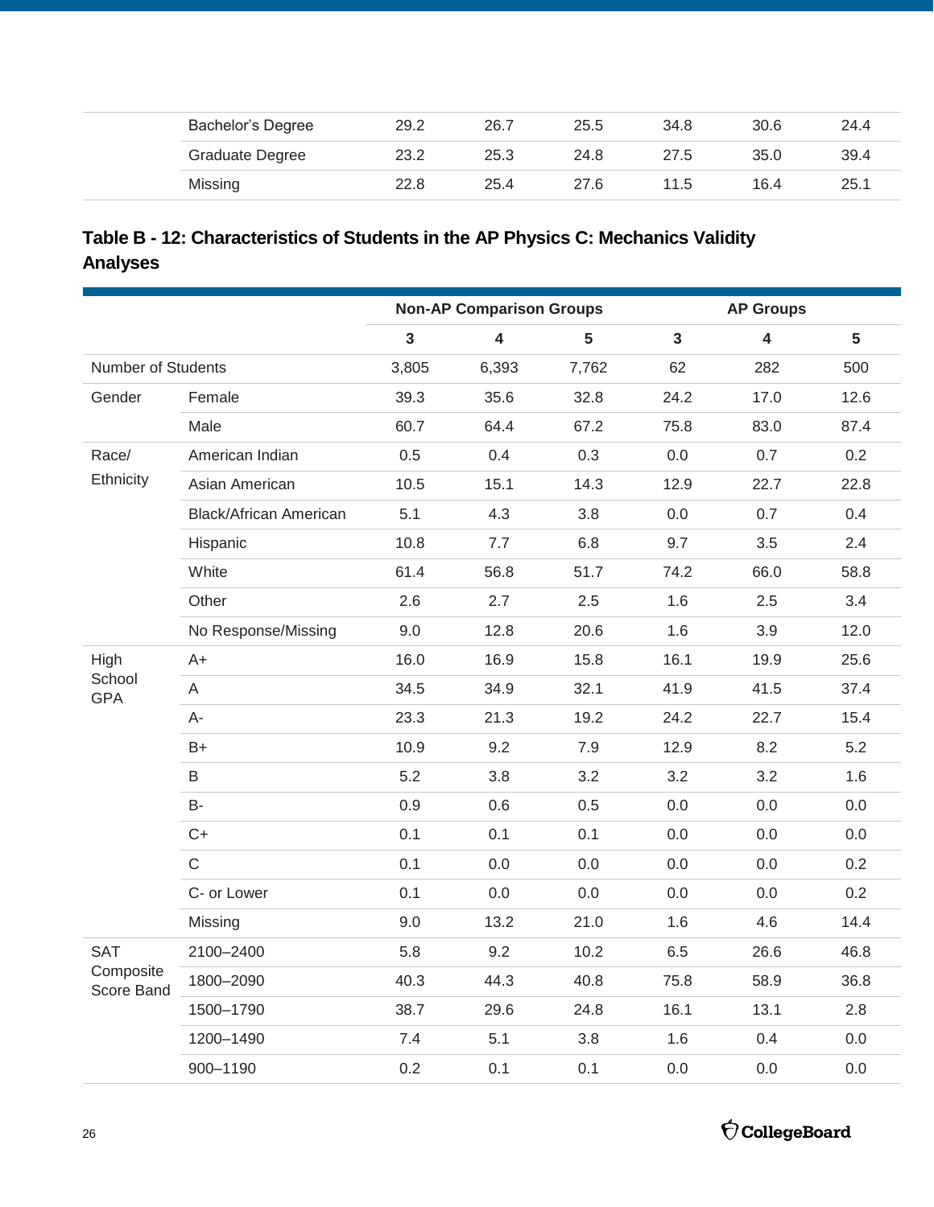|  |  |  |  |  |  |  |  |
|---|---|---|---|---|---|---|---|
|  | Bachelor's Degree | 29.2 | 26.7 | 25.5 | 34.8 | 30.6 | 24.4 |
|  | Graduate Degree | 23.2 | 25.3 | 24.8 | 27.5 | 35.0 | 39.4 |
|  | Missing | 22.8 | 25.4 | 27.6 | 11.5 | 16.4 | 25.1 |

### Table B - 12: Characteristics of Students in the AP Physics C: Mechanics Validity Analyses

|  |  | Non-AP Comparison Groups |  |  | AP Groups |  |  |
|---|---|---|---|---|---|---|---|
|  |  | 3 | 4 | 5 | 3 | 4 | 5 |
| Number of Students |  | 3,805 | 6,393 | 7,762 | 62 | 282 | 500 |
| Gender | Female | 39.3 | 35.6 | 32.8 | 24.2 | 17.0 | 12.6 |
|  | Male | 60.7 | 64.4 | 67.2 | 75.8 | 83.0 | 87.4 |
| Race/ Ethnicity | American Indian | 0.5 | 0.4 | 0.3 | 0.0 | 0.7 | 0.2 |
|  | Asian American | 10.5 | 15.1 | 14.3 | 12.9 | 22.7 | 22.8 |
|  | Black/African American | 5.1 | 4.3 | 3.8 | 0.0 | 0.7 | 0.4 |
|  | Hispanic | 10.8 | 7.7 | 6.8 | 9.7 | 3.5 | 2.4 |
|  | White | 61.4 | 56.8 | 51.7 | 74.2 | 66.0 | 58.8 |
|  | Other | 2.6 | 2.7 | 2.5 | 1.6 | 2.5 | 3.4 |
|  | No Response/Missing | 9.0 | 12.8 | 20.6 | 1.6 | 3.9 | 12.0 |
| High School GPA | A+ | 16.0 | 16.9 | 15.8 | 16.1 | 19.9 | 25.6 |
|  | A | 34.5 | 34.9 | 32.1 | 41.9 | 41.5 | 37.4 |
|  | A- | 23.3 | 21.3 | 19.2 | 24.2 | 22.7 | 15.4 |
|  | B+ | 10.9 | 9.2 | 7.9 | 12.9 | 8.2 | 5.2 |
|  | B | 5.2 | 3.8 | 3.2 | 3.2 | 3.2 | 1.6 |
|  | B- | 0.9 | 0.6 | 0.5 | 0.0 | 0.0 | 0.0 |
|  | C+ | 0.1 | 0.1 | 0.1 | 0.0 | 0.0 | 0.0 |
|  | C | 0.1 | 0.0 | 0.0 | 0.0 | 0.0 | 0.2 |
|  | C- or Lower | 0.1 | 0.0 | 0.0 | 0.0 | 0.0 | 0.2 |
|  | Missing | 9.0 | 13.2 | 21.0 | 1.6 | 4.6 | 14.4 |
| SAT Composite Score Band | 2100–2400 | 5.8 | 9.2 | 10.2 | 6.5 | 26.6 | 46.8 |
|  | 1800–2090 | 40.3 | 44.3 | 40.8 | 75.8 | 58.9 | 36.8 |
|  | 1500–1790 | 38.7 | 29.6 | 24.8 | 16.1 | 13.1 | 2.8 |
|  | 1200–1490 | 7.4 | 5.1 | 3.8 | 1.6 | 0.4 | 0.0 |
|  | 900–1190 | 0.2 | 0.1 | 0.1 | 0.0 | 0.0 | 0.0 |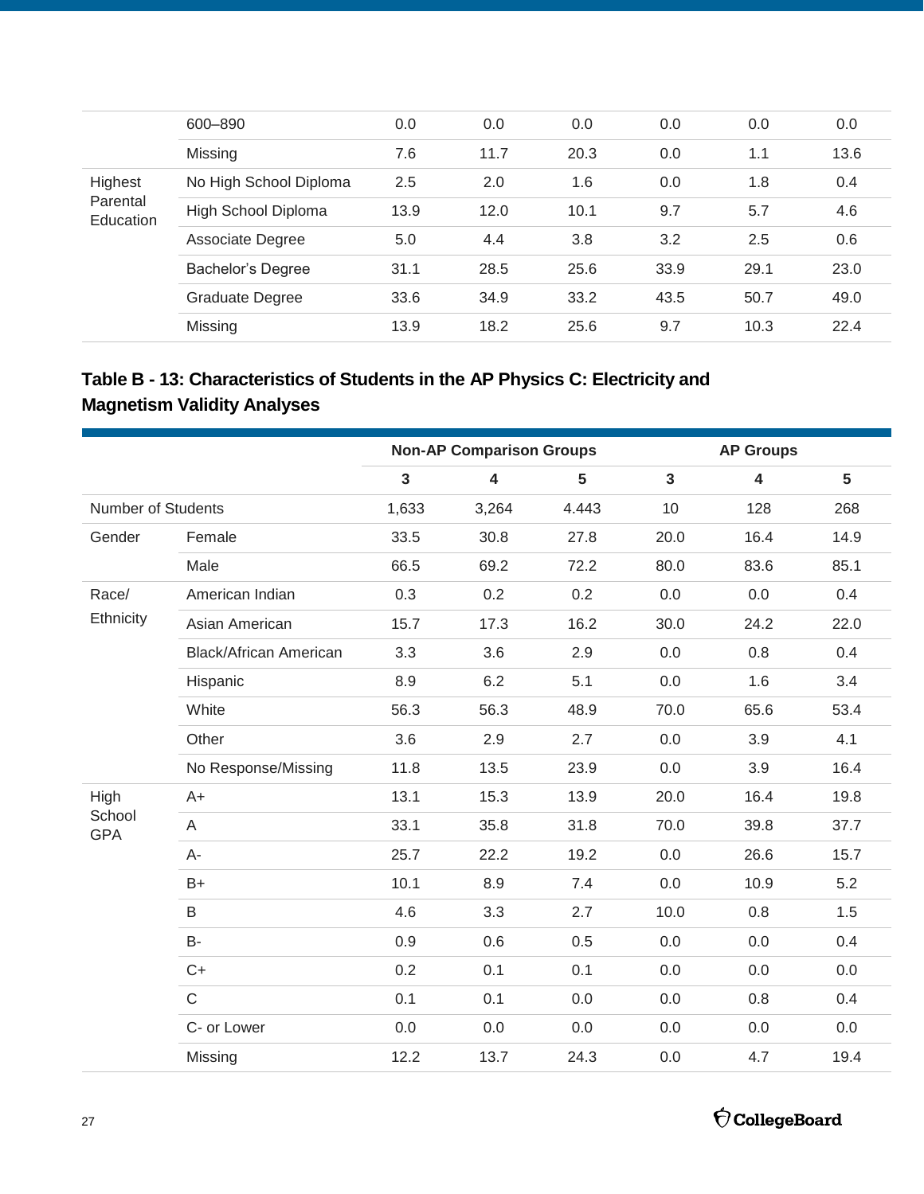| | | | | | | | |
|---|---|---|---|---|---|---|---|
| | 600–890 | 0.0 | 0.0 | 0.0 | 0.0 | 0.0 | 0.0 |
| | Missing | 7.6 | 11.7 | 20.3 | 0.0 | 1.1 | 13.6 |
| Highest Parental Education | No High School Diploma | 2.5 | 2.0 | 1.6 | 0.0 | 1.8 | 0.4 |
| | High School Diploma | 13.9 | 12.0 | 10.1 | 9.7 | 5.7 | 4.6 |
| | Associate Degree | 5.0 | 4.4 | 3.8 | 3.2 | 2.5 | 0.6 |
| | Bachelor's Degree | 31.1 | 28.5 | 25.6 | 33.9 | 29.1 | 23.0 |
| | Graduate Degree | 33.6 | 34.9 | 33.2 | 43.5 | 50.7 | 49.0 |
| | Missing | 13.9 | 18.2 | 25.6 | 9.7 | 10.3 | 22.4 |

### Table B - 13: Characteristics of Students in the AP Physics C: Electricity and Magnetism Validity Analyses

| | | Non-AP Comparison Groups | | | AP Groups | | |
|---|---|---|---|---|---|---|---|
| | | 3 | 4 | 5 | 3 | 4 | 5 |
| Number of Students | | 1,633 | 3,264 | 4.443 | 10 | 128 | 268 |
| Gender | Female | 33.5 | 30.8 | 27.8 | 20.0 | 16.4 | 14.9 |
| | Male | 66.5 | 69.2 | 72.2 | 80.0 | 83.6 | 85.1 |
| Race/ Ethnicity | American Indian | 0.3 | 0.2 | 0.2 | 0.0 | 0.0 | 0.4 |
| | Asian American | 15.7 | 17.3 | 16.2 | 30.0 | 24.2 | 22.0 |
| | Black/African American | 3.3 | 3.6 | 2.9 | 0.0 | 0.8 | 0.4 |
| | Hispanic | 8.9 | 6.2 | 5.1 | 0.0 | 1.6 | 3.4 |
| | White | 56.3 | 56.3 | 48.9 | 70.0 | 65.6 | 53.4 |
| | Other | 3.6 | 2.9 | 2.7 | 0.0 | 3.9 | 4.1 |
| | No Response/Missing | 11.8 | 13.5 | 23.9 | 0.0 | 3.9 | 16.4 |
| High School GPA | A+ | 13.1 | 15.3 | 13.9 | 20.0 | 16.4 | 19.8 |
| | A | 33.1 | 35.8 | 31.8 | 70.0 | 39.8 | 37.7 |
| | A- | 25.7 | 22.2 | 19.2 | 0.0 | 26.6 | 15.7 |
| | B+ | 10.1 | 8.9 | 7.4 | 0.0 | 10.9 | 5.2 |
| | B | 4.6 | 3.3 | 2.7 | 10.0 | 0.8 | 1.5 |
| | B- | 0.9 | 0.6 | 0.5 | 0.0 | 0.0 | 0.4 |
| | C+ | 0.2 | 0.1 | 0.1 | 0.0 | 0.0 | 0.0 |
| | C | 0.1 | 0.1 | 0.0 | 0.0 | 0.8 | 0.4 |
| | C- or Lower | 0.0 | 0.0 | 0.0 | 0.0 | 0.0 | 0.0 |
| | Missing | 12.2 | 13.7 | 24.3 | 0.0 | 4.7 | 19.4 |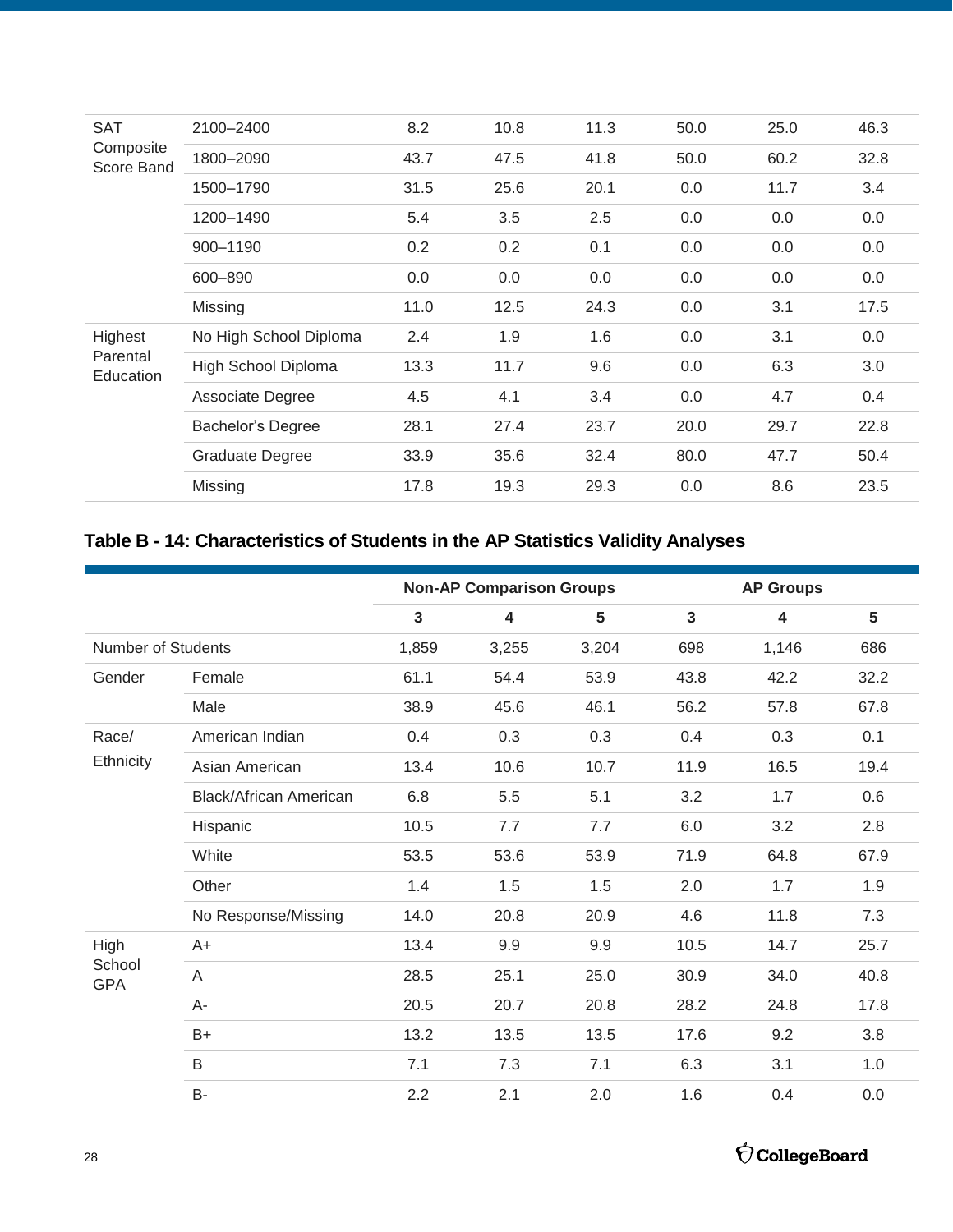| | | | | | | | |
|---|---|---|---|---|---|---|---|
| SAT Composite Score Band | 2100–2400 | 8.2 | 10.8 | 11.3 | 50.0 | 25.0 | 46.3 |
| | 1800–2090 | 43.7 | 47.5 | 41.8 | 50.0 | 60.2 | 32.8 |
| | 1500–1790 | 31.5 | 25.6 | 20.1 | 0.0 | 11.7 | 3.4 |
| | 1200–1490 | 5.4 | 3.5 | 2.5 | 0.0 | 0.0 | 0.0 |
| | 900–1190 | 0.2 | 0.2 | 0.1 | 0.0 | 0.0 | 0.0 |
| | 600–890 | 0.0 | 0.0 | 0.0 | 0.0 | 0.0 | 0.0 |
| | Missing | 11.0 | 12.5 | 24.3 | 0.0 | 3.1 | 17.5 |
| Highest Parental Education | No High School Diploma | 2.4 | 1.9 | 1.6 | 0.0 | 3.1 | 0.0 |
| | High School Diploma | 13.3 | 11.7 | 9.6 | 0.0 | 6.3 | 3.0 |
| | Associate Degree | 4.5 | 4.1 | 3.4 | 0.0 | 4.7 | 0.4 |
| | Bachelor's Degree | 28.1 | 27.4 | 23.7 | 20.0 | 29.7 | 22.8 |
| | Graduate Degree | 33.9 | 35.6 | 32.4 | 80.0 | 47.7 | 50.4 |
| | Missing | 17.8 | 19.3 | 29.3 | 0.0 | 8.6 | 23.5 |

### Table B - 14: Characteristics of Students in the AP Statistics Validity Analyses

| | | Non-AP Comparison Groups | | | AP Groups | | |
|---|---|---|---|---|---|---|---|
| | | 3 | 4 | 5 | 3 | 4 | 5 |
| Number of Students | | 1,859 | 3,255 | 3,204 | 698 | 1,146 | 686 |
| Gender | Female | 61.1 | 54.4 | 53.9 | 43.8 | 42.2 | 32.2 |
| | Male | 38.9 | 45.6 | 46.1 | 56.2 | 57.8 | 67.8 |
| Race/ Ethnicity | American Indian | 0.4 | 0.3 | 0.3 | 0.4 | 0.3 | 0.1 |
| | Asian American | 13.4 | 10.6 | 10.7 | 11.9 | 16.5 | 19.4 |
| | Black/African American | 6.8 | 5.5 | 5.1 | 3.2 | 1.7 | 0.6 |
| | Hispanic | 10.5 | 7.7 | 7.7 | 6.0 | 3.2 | 2.8 |
| | White | 53.5 | 53.6 | 53.9 | 71.9 | 64.8 | 67.9 |
| | Other | 1.4 | 1.5 | 1.5 | 2.0 | 1.7 | 1.9 |
| | No Response/Missing | 14.0 | 20.8 | 20.9 | 4.6 | 11.8 | 7.3 |
| High School GPA | A+ | 13.4 | 9.9 | 9.9 | 10.5 | 14.7 | 25.7 |
| | A | 28.5 | 25.1 | 25.0 | 30.9 | 34.0 | 40.8 |
| | A- | 20.5 | 20.7 | 20.8 | 28.2 | 24.8 | 17.8 |
| | B+ | 13.2 | 13.5 | 13.5 | 17.6 | 9.2 | 3.8 |
| | B | 7.1 | 7.3 | 7.1 | 6.3 | 3.1 | 1.0 |
| | B- | 2.2 | 2.1 | 2.0 | 1.6 | 0.4 | 0.0 |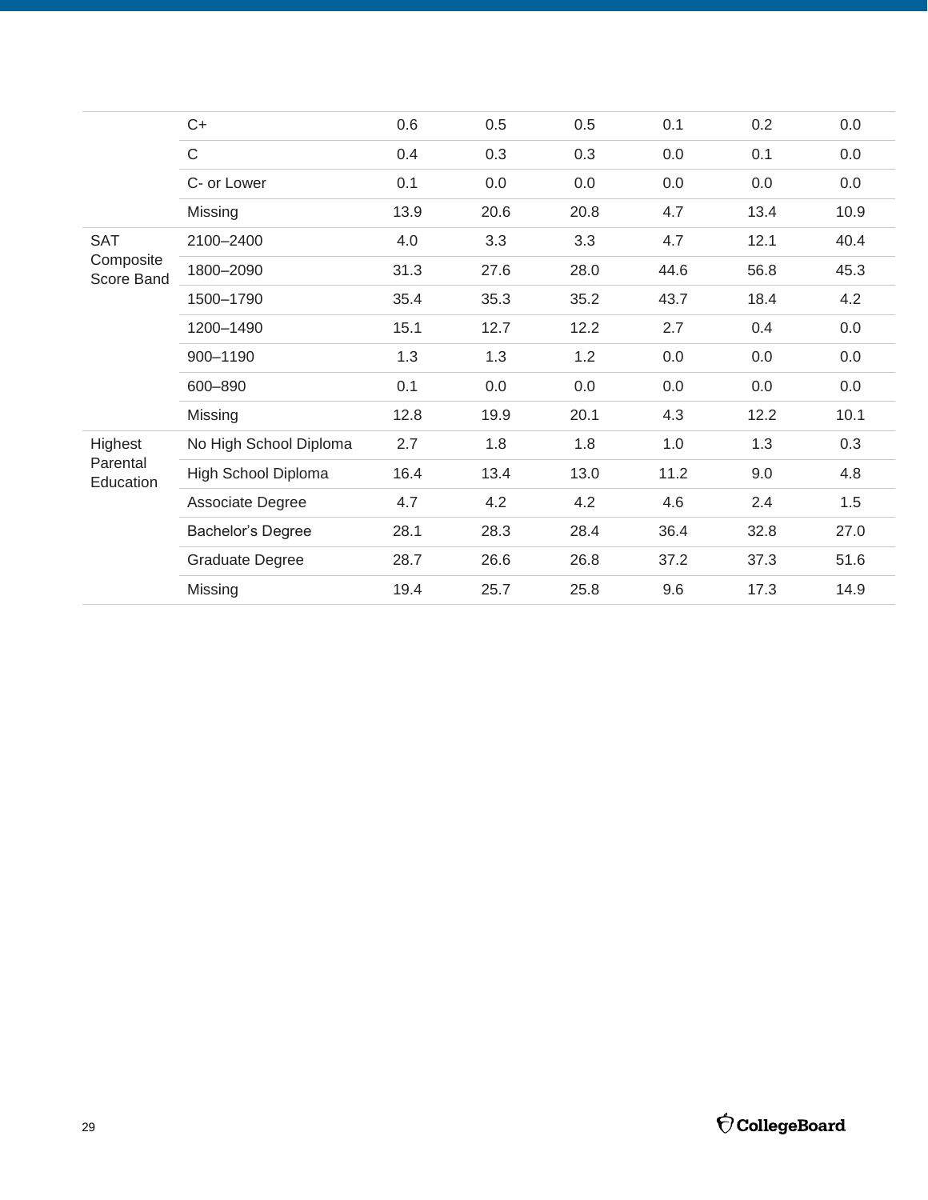| | | | | | | | |
|---|---|---|---|---|---|---|---|
| | C+ | 0.6 | 0.5 | 0.5 | 0.1 | 0.2 | 0.0 |
| | C | 0.4 | 0.3 | 0.3 | 0.0 | 0.1 | 0.0 |
| | C- or Lower | 0.1 | 0.0 | 0.0 | 0.0 | 0.0 | 0.0 |
| | Missing | 13.9 | 20.6 | 20.8 | 4.7 | 13.4 | 10.9 |
| SAT Composite Score Band | 2100–2400 | 4.0 | 3.3 | 3.3 | 4.7 | 12.1 | 40.4 |
| | 1800–2090 | 31.3 | 27.6 | 28.0 | 44.6 | 56.8 | 45.3 |
| | 1500–1790 | 35.4 | 35.3 | 35.2 | 43.7 | 18.4 | 4.2 |
| | 1200–1490 | 15.1 | 12.7 | 12.2 | 2.7 | 0.4 | 0.0 |
| | 900–1190 | 1.3 | 1.3 | 1.2 | 0.0 | 0.0 | 0.0 |
| | 600–890 | 0.1 | 0.0 | 0.0 | 0.0 | 0.0 | 0.0 |
| | Missing | 12.8 | 19.9 | 20.1 | 4.3 | 12.2 | 10.1 |
| Highest Parental Education | No High School Diploma | 2.7 | 1.8 | 1.8 | 1.0 | 1.3 | 0.3 |
| | High School Diploma | 16.4 | 13.4 | 13.0 | 11.2 | 9.0 | 4.8 |
| | Associate Degree | 4.7 | 4.2 | 4.2 | 4.6 | 2.4 | 1.5 |
| | Bachelor’s Degree | 28.1 | 28.3 | 28.4 | 36.4 | 32.8 | 27.0 |
| | Graduate Degree | 28.7 | 26.6 | 26.8 | 37.2 | 37.3 | 51.6 |
| | Missing | 19.4 | 25.7 | 25.8 | 9.6 | 17.3 | 14.9 |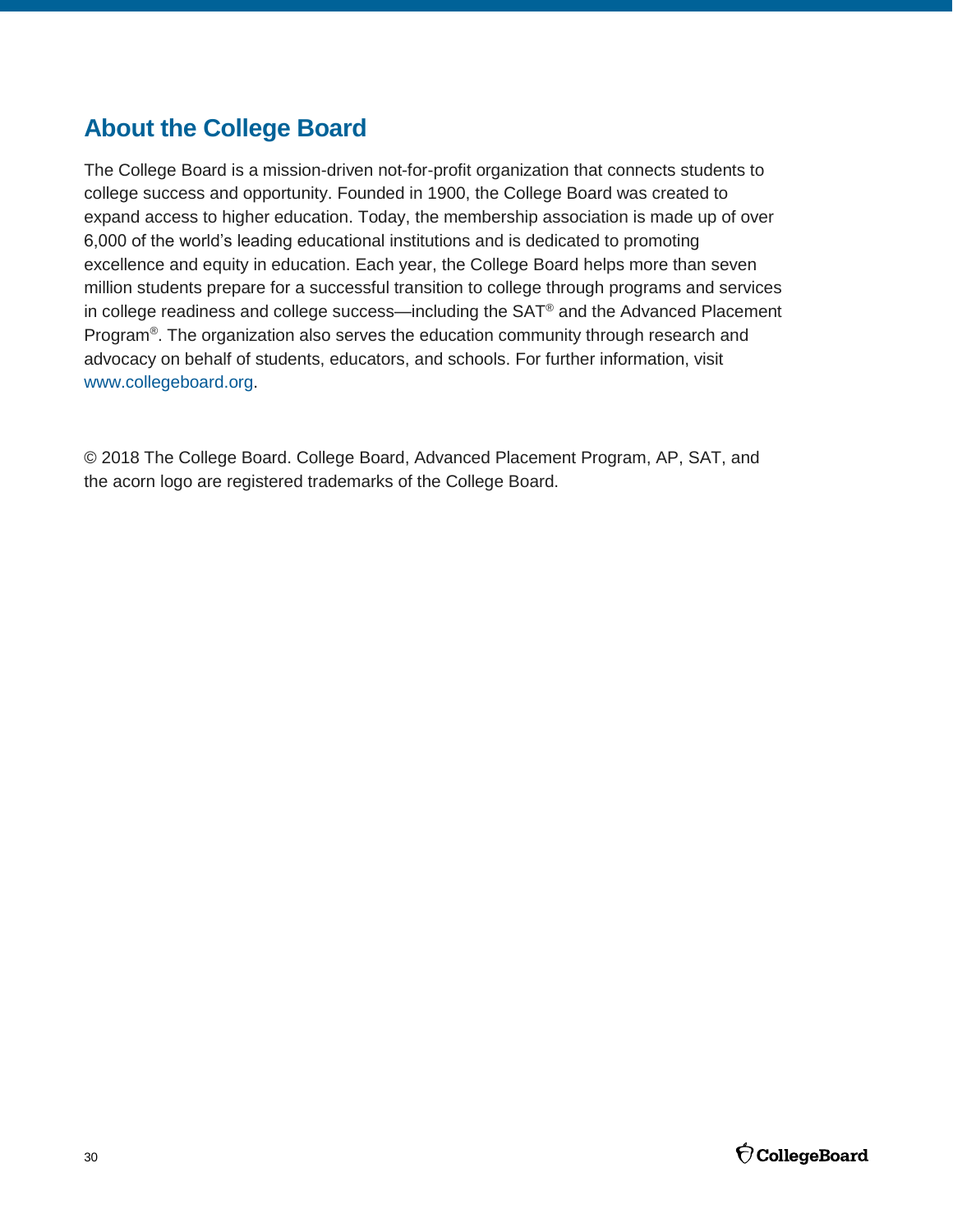## About the College Board

The College Board is a mission-driven not-for-profit organization that connects students to college success and opportunity. Founded in 1900, the College Board was created to expand access to higher education. Today, the membership association is made up of over 6,000 of the world's leading educational institutions and is dedicated to promoting excellence and equity in education. Each year, the College Board helps more than seven million students prepare for a successful transition to college through programs and services in college readiness and college success—including the SAT® and the Advanced Placement Program®. The organization also serves the education community through research and advocacy on behalf of students, educators, and schools. For further information, visit www.collegeboard.org.

© 2018 The College Board. College Board, Advanced Placement Program, AP, SAT, and the acorn logo are registered trademarks of the College Board.